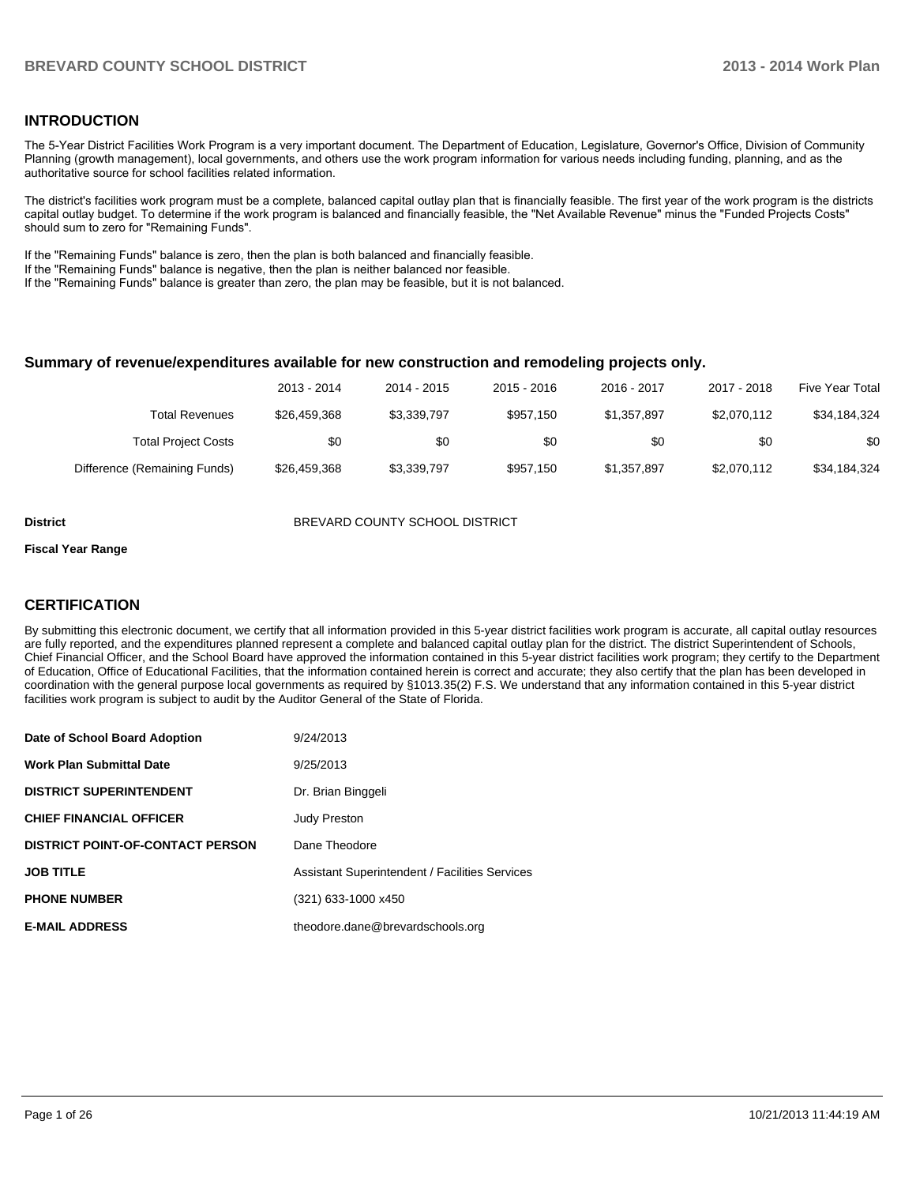## INTRODUCTION

The 5-Year District Facilities Work Program is a very important document. The Department of Education, Legislature, Governor's Office, Division of Community Planning (growth management), local governments, and others use the work program information for various needs including funding, planning, and as the authoritative source for school facilities related information.

The district's facilities work program must be a complete, balanced capital outlay plan that is financially feasible. The first year of the work program is the districts capital outlay budget. To determine if the work program is balanced and financially feasible, the "Net Available Revenue" minus the "Funded Projects Costs" should sum to zero for "Remaining Funds".

If the "Remaining Funds" balance is zero, then the plan is both balanced and financially feasible.
If the "Remaining Funds" balance is negative, then the plan is neither balanced nor feasible.
If the "Remaining Funds" balance is greater than zero, the plan may be feasible, but it is not balanced.

### Summary of revenue/expenditures available for new construction and remodeling projects only.

| | 2013 - 2014 | 2014 - 2015 | 2015 - 2016 | 2016 - 2017 | 2017 - 2018 | Five Year Total |
|---|---|---|---|---|---|---|
| Total Revenues | $26,459,368 | $3,339,797 | $957,150 | $1,357,897 | $2,070,112 | $34,184,324 |
| Total Project Costs | $0 | $0 | $0 | $0 | $0 | $0 |
| Difference (Remaining Funds) | $26,459,368 | $3,339,797 | $957,150 | $1,357,897 | $2,070,112 | $34,184,324 |

**District** BREVARD COUNTY SCHOOL DISTRICT

**Fiscal Year Range**

## CERTIFICATION

By submitting this electronic document, we certify that all information provided in this 5-year district facilities work program is accurate, all capital outlay resources are fully reported, and the expenditures planned represent a complete and balanced capital outlay plan for the district. The district Superintendent of Schools, Chief Financial Officer, and the School Board have approved the information contained in this 5-year district facilities work program; they certify to the Department of Education, Office of Educational Facilities, that the information contained herein is correct and accurate; they also certify that the plan has been developed in coordination with the general purpose local governments as required by §1013.35(2) F.S. We understand that any information contained in this 5-year district facilities work program is subject to audit by the Auditor General of the State of Florida.

| | |
|---|---|
| **Date of School Board Adoption** | 9/24/2013 |
| **Work Plan Submittal Date** | 9/25/2013 |
| **DISTRICT SUPERINTENDENT** | Dr. Brian Binggeli |
| **CHIEF FINANCIAL OFFICER** | Judy Preston |
| **DISTRICT POINT-OF-CONTACT PERSON** | Dane Theodore |
| **JOB TITLE** | Assistant Superintendent / Facilities Services |
| **PHONE NUMBER** | (321) 633-1000 x450 |
| **E-MAIL ADDRESS** | theodore.dane@brevardschools.org |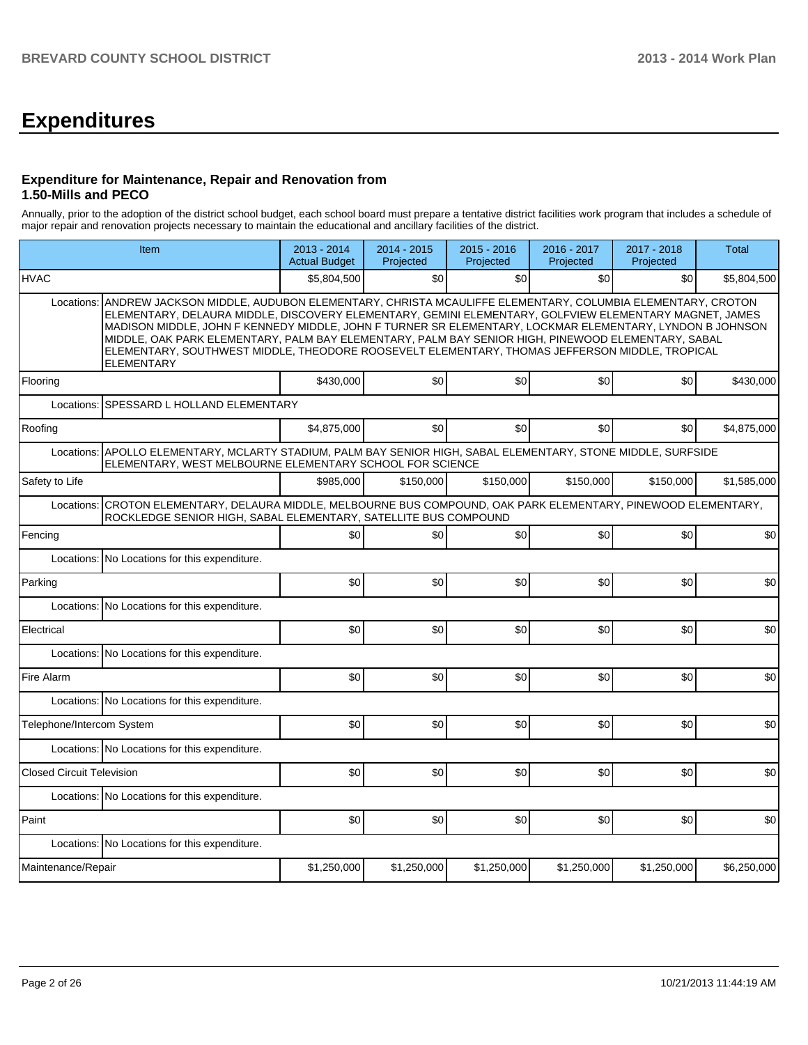# Expenditures

### Expenditure for Maintenance, Repair and Renovation from 1.50-Mills and PECO

Annually, prior to the adoption of the district school budget, each school board must prepare a tentative district facilities work program that includes a schedule of major repair and renovation projects necessary to maintain the educational and ancillary facilities of the district.

| Item | | 2013 - 2014 Actual Budget | 2014 - 2015 Projected | 2015 - 2016 Projected | 2016 - 2017 Projected | 2017 - 2018 Projected | Total |
|---|---|---|---|---|---|---|---|
| HVAC | | $5,804,500 | $0 | $0 | $0 | $0 | $5,804,500 |
| Locations: | ANDREW JACKSON MIDDLE, AUDUBON ELEMENTARY, CHRISTA MCAULIFFE ELEMENTARY, COLUMBIA ELEMENTARY, CROTON ELEMENTARY, DELAURA MIDDLE, DISCOVERY ELEMENTARY, GEMINI ELEMENTARY, GOLFVIEW ELEMENTARY MAGNET, JAMES MADISON MIDDLE, JOHN F KENNEDY MIDDLE, JOHN F TURNER SR ELEMENTARY, LOCKMAR ELEMENTARY, LYNDON B JOHNSON MIDDLE, OAK PARK ELEMENTARY, PALM BAY ELEMENTARY, PALM BAY SENIOR HIGH, PINEWOOD ELEMENTARY, SABAL ELEMENTARY, SOUTHWEST MIDDLE, THEODORE ROOSEVELT ELEMENTARY, THOMAS JEFFERSON MIDDLE, TROPICAL ELEMENTARY | | | | | | |
| Flooring | | $430,000 | $0 | $0 | $0 | $0 | $430,000 |
| Locations: | SPESSARD L HOLLAND ELEMENTARY | | | | | | |
| Roofing | | $4,875,000 | $0 | $0 | $0 | $0 | $4,875,000 |
| Locations: | APOLLO ELEMENTARY, MCLARTY STADIUM, PALM BAY SENIOR HIGH, SABAL ELEMENTARY, STONE MIDDLE, SURFSIDE ELEMENTARY, WEST MELBOURNE ELEMENTARY SCHOOL FOR SCIENCE | | | | | | |
| Safety to Life | | $985,000 | $150,000 | $150,000 | $150,000 | $150,000 | $1,585,000 |
| Locations: | CROTON ELEMENTARY, DELAURA MIDDLE, MELBOURNE BUS COMPOUND, OAK PARK ELEMENTARY, PINEWOOD ELEMENTARY, ROCKLEDGE SENIOR HIGH, SABAL ELEMENTARY, SATELLITE BUS COMPOUND | | | | | | |
| Fencing | | $0 | $0 | $0 | $0 | $0 | $0 |
| Locations: | No Locations for this expenditure. | | | | | | |
| Parking | | $0 | $0 | $0 | $0 | $0 | $0 |
| Locations: | No Locations for this expenditure. | | | | | | |
| Electrical | | $0 | $0 | $0 | $0 | $0 | $0 |
| Locations: | No Locations for this expenditure. | | | | | | |
| Fire Alarm | | $0 | $0 | $0 | $0 | $0 | $0 |
| Locations: | No Locations for this expenditure. | | | | | | |
| Telephone/Intercom System | | $0 | $0 | $0 | $0 | $0 | $0 |
| Locations: | No Locations for this expenditure. | | | | | | |
| Closed Circuit Television | | $0 | $0 | $0 | $0 | $0 | $0 |
| Locations: | No Locations for this expenditure. | | | | | | |
| Paint | | $0 | $0 | $0 | $0 | $0 | $0 |
| Locations: | No Locations for this expenditure. | | | | | | |
| Maintenance/Repair | | $1,250,000 | $1,250,000 | $1,250,000 | $1,250,000 | $1,250,000 | $6,250,000 |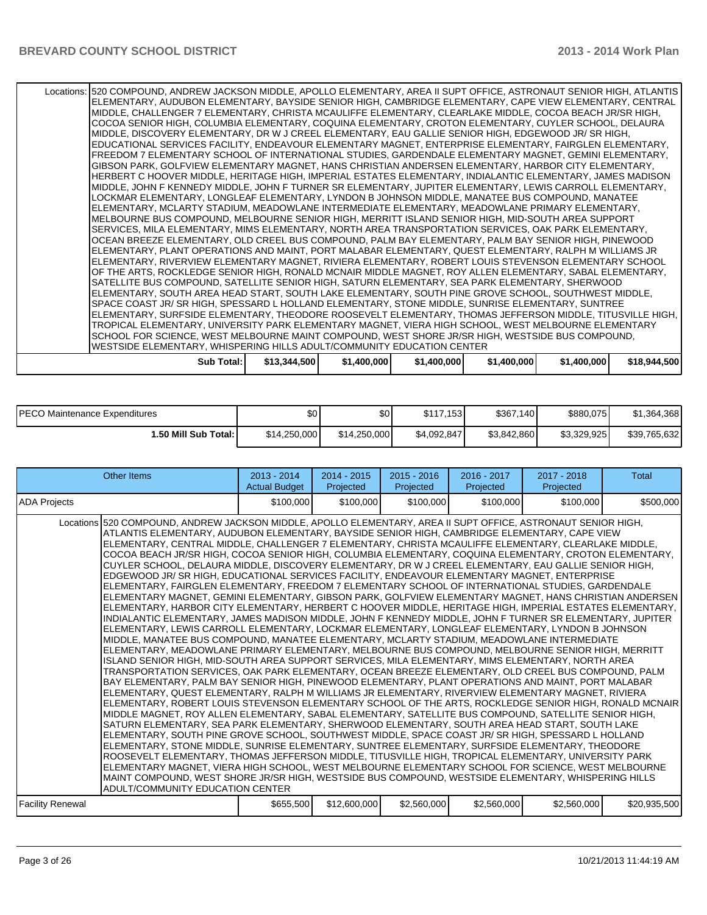| | | | | | | |
|---|---|---|---|---|---|---|
| Locations: | 520 COMPOUND, ANDREW JACKSON MIDDLE, APOLLO ELEMENTARY, AREA II SUPT OFFICE, ASTRONAUT SENIOR HIGH, ATLANTIS ELEMENTARY, AUDUBON ELEMENTARY, BAYSIDE SENIOR HIGH, CAMBRIDGE ELEMENTARY, CAPE VIEW ELEMENTARY, CENTRAL MIDDLE, CHALLENGER 7 ELEMENTARY, CHRISTA MCAULIFFE ELEMENTARY, CLEARLAKE MIDDLE, COCOA BEACH JR/SR HIGH, COCOA SENIOR HIGH, COLUMBIA ELEMENTARY, COQUINA ELEMENTARY, CROTON ELEMENTARY, CUYLER SCHOOL, DELAURA MIDDLE, DISCOVERY ELEMENTARY, DR W J CREEL ELEMENTARY, EAU GALLIE SENIOR HIGH, EDGEWOOD JR/ SR HIGH, EDUCATIONAL SERVICES FACILITY, ENDEAVOUR ELEMENTARY MAGNET, ENTERPRISE ELEMENTARY, FAIRGLEN ELEMENTARY, FREEDOM 7 ELEMENTARY SCHOOL OF INTERNATIONAL STUDIES, GARDENDALE ELEMENTARY MAGNET, GEMINI ELEMENTARY, GIBSON PARK, GOLFVIEW ELEMENTARY MAGNET, HANS CHRISTIAN ANDERSEN ELEMENTARY, HARBOR CITY ELEMENTARY, HERBERT C HOOVER MIDDLE, HERITAGE HIGH, IMPERIAL ESTATES ELEMENTARY, INDIALANTIC ELEMENTARY, JAMES MADISON MIDDLE, JOHN F KENNEDY MIDDLE, JOHN F TURNER SR ELEMENTARY, JUPITER ELEMENTARY, LEWIS CARROLL ELEMENTARY, LOCKMAR ELEMENTARY, LONGLEAF ELEMENTARY, LYNDON B JOHNSON MIDDLE, MANATEE BUS COMPOUND, MANATEE ELEMENTARY, MCLARTY STADIUM, MEADOWLANE INTERMEDIATE ELEMENTARY, MEADOWLANE PRIMARY ELEMENTARY, MELBOURNE BUS COMPOUND, MELBOURNE SENIOR HIGH, MERRITT ISLAND SENIOR HIGH, MID-SOUTH AREA SUPPORT SERVICES, MILA ELEMENTARY, MIMS ELEMENTARY, NORTH AREA TRANSPORTATION SERVICES, OAK PARK ELEMENTARY, OCEAN BREEZE ELEMENTARY, OLD CREEL BUS COMPOUND, PALM BAY ELEMENTARY, PALM BAY SENIOR HIGH, PINEWOOD ELEMENTARY, PLANT OPERATIONS AND MAINT, PORT MALABAR ELEMENTARY, QUEST ELEMENTARY, RALPH M WILLIAMS JR ELEMENTARY, RIVERVIEW ELEMENTARY MAGNET, RIVIERA ELEMENTARY, ROBERT LOUIS STEVENSON ELEMENTARY SCHOOL OF THE ARTS, ROCKLEDGE SENIOR HIGH, RONALD MCNAIR MIDDLE MAGNET, ROY ALLEN ELEMENTARY, SABAL ELEMENTARY, SATELLITE BUS COMPOUND, SATELLITE SENIOR HIGH, SATURN ELEMENTARY, SEA PARK ELEMENTARY, SHERWOOD ELEMENTARY, SOUTH AREA HEAD START, SOUTH LAKE ELEMENTARY, SOUTH PINE GROVE SCHOOL, SOUTHWEST MIDDLE, SPACE COAST JR/ SR HIGH, SPESSARD L HOLLAND ELEMENTARY, STONE MIDDLE, SUNRISE ELEMENTARY, SUNTREE ELEMENTARY, SURFSIDE ELEMENTARY, THEODORE ROOSEVELT ELEMENTARY, THOMAS JEFFERSON MIDDLE, TITUSVILLE HIGH, TROPICAL ELEMENTARY, UNIVERSITY PARK ELEMENTARY MAGNET, VIERA HIGH SCHOOL, WEST MELBOURNE ELEMENTARY SCHOOL FOR SCIENCE, WEST MELBOURNE MAINT COMPOUND, WEST SHORE JR/SR HIGH, WESTSIDE BUS COMPOUND, WESTSIDE ELEMENTARY, WHISPERING HILLS ADULT/COMMUNITY EDUCATION CENTER | | | | | |
| **Sub Total:** | $13,344,500 | $1,400,000 | $1,400,000 | $1,400,000 | $1,400,000 | $18,944,500 |

| | | | | | | |
|---|---|---|---|---|---|---|
| PECO Maintenance Expenditures | $0 | $0 | $117,153 | $367,140 | $880,075 | $1,364,368 |
| **1.50 Mill Sub Total:** | $14,250,000 | $14,250,000 | $4,092,847 | $3,842,860 | $3,329,925 | $39,765,632 |

| Other Items | 2013 - 2014 Actual Budget | 2014 - 2015 Projected | 2015 - 2016 Projected | 2016 - 2017 Projected | 2017 - 2018 Projected | Total |
|---|---|---|---|---|---|---|
| ADA Projects | $100,000 | $100,000 | $100,000 | $100,000 | $100,000 | $500,000 |
| Locations: 520 COMPOUND, ANDREW JACKSON MIDDLE, APOLLO ELEMENTARY, AREA II SUPT OFFICE, ASTRONAUT SENIOR HIGH, ATLANTIS ELEMENTARY, AUDUBON ELEMENTARY, BAYSIDE SENIOR HIGH, CAMBRIDGE ELEMENTARY, CAPE VIEW ELEMENTARY, CENTRAL MIDDLE, CHALLENGER 7 ELEMENTARY, CHRISTA MCAULIFFE ELEMENTARY, CLEARLAKE MIDDLE, COCOA BEACH JR/SR HIGH, COCOA SENIOR HIGH, COLUMBIA ELEMENTARY, COQUINA ELEMENTARY, CROTON ELEMENTARY, CUYLER SCHOOL, DELAURA MIDDLE, DISCOVERY ELEMENTARY, DR W J CREEL ELEMENTARY, EAU GALLIE SENIOR HIGH, EDGEWOOD JR/ SR HIGH, EDUCATIONAL SERVICES FACILITY, ENDEAVOUR ELEMENTARY MAGNET, ENTERPRISE ELEMENTARY, FAIRGLEN ELEMENTARY, FREEDOM 7 ELEMENTARY SCHOOL OF INTERNATIONAL STUDIES, GARDENDALE ELEMENTARY MAGNET, GEMINI ELEMENTARY, GIBSON PARK, GOLFVIEW ELEMENTARY MAGNET, HANS CHRISTIAN ANDERSEN ELEMENTARY, HARBOR CITY ELEMENTARY, HERBERT C HOOVER MIDDLE, HERITAGE HIGH, IMPERIAL ESTATES ELEMENTARY, INDIALANTIC ELEMENTARY, JAMES MADISON MIDDLE, JOHN F KENNEDY MIDDLE, JOHN F TURNER SR ELEMENTARY, JUPITER ELEMENTARY, LEWIS CARROLL ELEMENTARY, LOCKMAR ELEMENTARY, LONGLEAF ELEMENTARY, LYNDON B JOHNSON MIDDLE, MANATEE BUS COMPOUND, MANATEE ELEMENTARY, MCLARTY STADIUM, MEADOWLANE INTERMEDIATE ELEMENTARY, MEADOWLANE PRIMARY ELEMENTARY, MELBOURNE BUS COMPOUND, MELBOURNE SENIOR HIGH, MERRITT ISLAND SENIOR HIGH, MID-SOUTH AREA SUPPORT SERVICES, MILA ELEMENTARY, MIMS ELEMENTARY, NORTH AREA TRANSPORTATION SERVICES, OAK PARK ELEMENTARY, OCEAN BREEZE ELEMENTARY, OLD CREEL BUS COMPOUND, PALM BAY ELEMENTARY, PALM BAY SENIOR HIGH, PINEWOOD ELEMENTARY, PLANT OPERATIONS AND MAINT, PORT MALABAR ELEMENTARY, QUEST ELEMENTARY, RALPH M WILLIAMS JR ELEMENTARY, RIVERVIEW ELEMENTARY MAGNET, RIVIERA ELEMENTARY, ROBERT LOUIS STEVENSON ELEMENTARY SCHOOL OF THE ARTS, ROCKLEDGE SENIOR HIGH, RONALD MCNAIR MIDDLE MAGNET, ROY ALLEN ELEMENTARY, SABAL ELEMENTARY, SATELLITE BUS COMPOUND, SATELLITE SENIOR HIGH, SATURN ELEMENTARY, SEA PARK ELEMENTARY, SHERWOOD ELEMENTARY, SOUTH AREA HEAD START, SOUTH LAKE ELEMENTARY, SOUTH PINE GROVE SCHOOL, SOUTHWEST MIDDLE, SPACE COAST JR/ SR HIGH, SPESSARD L HOLLAND ELEMENTARY, STONE MIDDLE, SUNRISE ELEMENTARY, SUNTREE ELEMENTARY, SURFSIDE ELEMENTARY, THEODORE ROOSEVELT ELEMENTARY, THOMAS JEFFERSON MIDDLE, TITUSVILLE HIGH, TROPICAL ELEMENTARY, UNIVERSITY PARK ELEMENTARY MAGNET, VIERA HIGH SCHOOL, WEST MELBOURNE ELEMENTARY SCHOOL FOR SCIENCE, WEST MELBOURNE MAINT COMPOUND, WEST SHORE JR/SR HIGH, WESTSIDE BUS COMPOUND, WESTSIDE ELEMENTARY, WHISPERING HILLS ADULT/COMMUNITY EDUCATION CENTER | | | | | | |
| Facility Renewal | $655,500 | $12,600,000 | $2,560,000 | $2,560,000 | $2,560,000 | $20,935,500 |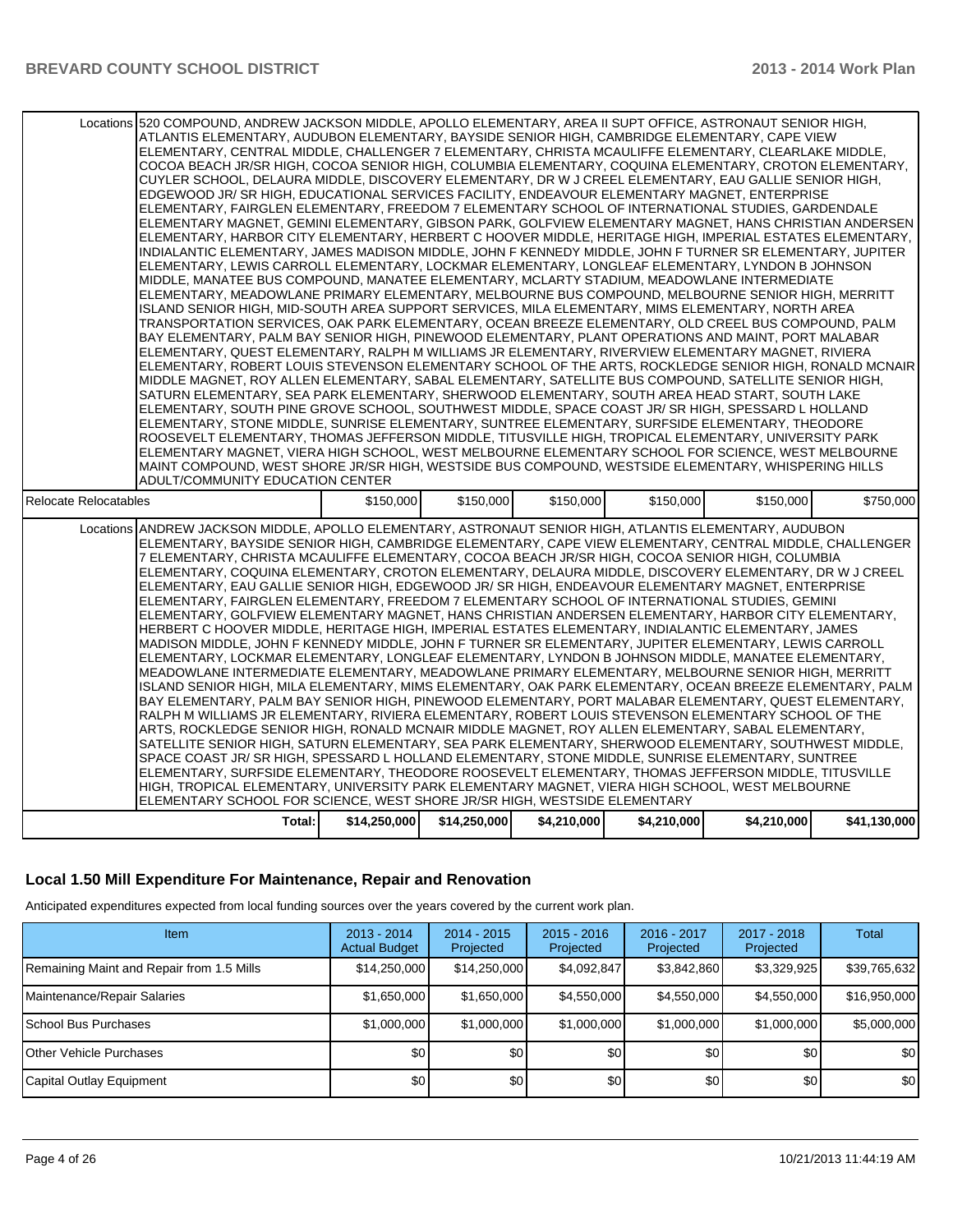| | | | | | | |
|---|---|---|---|---|---|---|
| Locations | 520 COMPOUND, ANDREW JACKSON MIDDLE, APOLLO ELEMENTARY, AREA II SUPT OFFICE, ASTRONAUT SENIOR HIGH, ATLANTIS ELEMENTARY, AUDUBON ELEMENTARY, BAYSIDE SENIOR HIGH, CAMBRIDGE ELEMENTARY, CAPE VIEW ELEMENTARY, CENTRAL MIDDLE, CHALLENGER 7 ELEMENTARY, CHRISTA MCAULIFFE ELEMENTARY, CLEARLAKE MIDDLE, COCOA BEACH JR/SR HIGH, COCOA SENIOR HIGH, COLUMBIA ELEMENTARY, COQUINA ELEMENTARY, CROTON ELEMENTARY, CUYLER SCHOOL, DELAURA MIDDLE, DISCOVERY ELEMENTARY, DR W J CREEL ELEMENTARY, EAU GALLIE SENIOR HIGH, EDGEWOOD JR/ SR HIGH, EDUCATIONAL SERVICES FACILITY, ENDEAVOUR ELEMENTARY MAGNET, ENTERPRISE ELEMENTARY, FAIRGLEN ELEMENTARY, FREEDOM 7 ELEMENTARY SCHOOL OF INTERNATIONAL STUDIES, GARDENDALE ELEMENTARY MAGNET, GEMINI ELEMENTARY, GIBSON PARK, GOLFVIEW ELEMENTARY MAGNET, HANS CHRISTIAN ANDERSEN ELEMENTARY, HARBOR CITY ELEMENTARY, HERBERT C HOOVER MIDDLE, HERITAGE HIGH, IMPERIAL ESTATES ELEMENTARY, INDIALANTIC ELEMENTARY, JAMES MADISON MIDDLE, JOHN F KENNEDY MIDDLE, JOHN F TURNER SR ELEMENTARY, JUPITER ELEMENTARY, LEWIS CARROLL ELEMENTARY, LOCKMAR ELEMENTARY, LONGLEAF ELEMENTARY, LYNDON B JOHNSON MIDDLE, MANATEE BUS COMPOUND, MANATEE ELEMENTARY, MCLARTY STADIUM, MEADOWLANE INTERMEDIATE ELEMENTARY, MEADOWLANE PRIMARY ELEMENTARY, MELBOURNE BUS COMPOUND, MELBOURNE SENIOR HIGH, MERRITT ISLAND SENIOR HIGH, MID-SOUTH AREA SUPPORT SERVICES, MILA ELEMENTARY, MIMS ELEMENTARY, NORTH AREA TRANSPORTATION SERVICES, OAK PARK ELEMENTARY, OCEAN BREEZE ELEMENTARY, OLD CREEL BUS COMPOUND, PALM BAY ELEMENTARY, PALM BAY SENIOR HIGH, PINEWOOD ELEMENTARY, PLANT OPERATIONS AND MAINT, PORT MALABAR ELEMENTARY, QUEST ELEMENTARY, RALPH M WILLIAMS JR ELEMENTARY, RIVERVIEW ELEMENTARY MAGNET, RIVIERA ELEMENTARY, ROBERT LOUIS STEVENSON ELEMENTARY SCHOOL OF THE ARTS, ROCKLEDGE SENIOR HIGH, RONALD MCNAIR MIDDLE MAGNET, ROY ALLEN ELEMENTARY, SABAL ELEMENTARY, SATELLITE BUS COMPOUND, SATELLITE SENIOR HIGH, SATURN ELEMENTARY, SEA PARK ELEMENTARY, SHERWOOD ELEMENTARY, SOUTH AREA HEAD START, SOUTH LAKE ELEMENTARY, SOUTH PINE GROVE SCHOOL, SOUTHWEST MIDDLE, SPACE COAST JR/ SR HIGH, SPESSARD L HOLLAND ELEMENTARY, STONE MIDDLE, SUNRISE ELEMENTARY, SUNTREE ELEMENTARY, SURFSIDE ELEMENTARY, THEODORE ROOSEVELT ELEMENTARY, THOMAS JEFFERSON MIDDLE, TITUSVILLE HIGH, TROPICAL ELEMENTARY, UNIVERSITY PARK ELEMENTARY MAGNET, VIERA HIGH SCHOOL, WEST MELBOURNE ELEMENTARY SCHOOL FOR SCIENCE, WEST MELBOURNE MAINT COMPOUND, WEST SHORE JR/SR HIGH, WESTSIDE BUS COMPOUND, WESTSIDE ELEMENTARY, WHISPERING HILLS ADULT/COMMUNITY EDUCATION CENTER | | | | | |
| Relocate Relocatables | | $150,000 | $150,000 | $150,000 | $150,000 | $150,000 | $750,000 |
| Locations | ANDREW JACKSON MIDDLE, APOLLO ELEMENTARY, ASTRONAUT SENIOR HIGH, ATLANTIS ELEMENTARY, AUDUBON ELEMENTARY, BAYSIDE SENIOR HIGH, CAMBRIDGE ELEMENTARY, CAPE VIEW ELEMENTARY, CENTRAL MIDDLE, CHALLENGER 7 ELEMENTARY, CHRISTA MCAULIFFE ELEMENTARY, COCOA BEACH JR/SR HIGH, COCOA SENIOR HIGH, COLUMBIA ELEMENTARY, COQUINA ELEMENTARY, CROTON ELEMENTARY, DELAURA MIDDLE, DISCOVERY ELEMENTARY, DR W J CREEL ELEMENTARY, EAU GALLIE SENIOR HIGH, EDGEWOOD JR/ SR HIGH, ENDEAVOUR ELEMENTARY MAGNET, ENTERPRISE ELEMENTARY, FAIRGLEN ELEMENTARY, FREEDOM 7 ELEMENTARY SCHOOL OF INTERNATIONAL STUDIES, GEMINI ELEMENTARY, GOLFVIEW ELEMENTARY MAGNET, HANS CHRISTIAN ANDERSEN ELEMENTARY, HARBOR CITY ELEMENTARY, HERBERT C HOOVER MIDDLE, HERITAGE HIGH, IMPERIAL ESTATES ELEMENTARY, INDIALANTIC ELEMENTARY, JAMES MADISON MIDDLE, JOHN F KENNEDY MIDDLE, JOHN F TURNER SR ELEMENTARY, JUPITER ELEMENTARY, LEWIS CARROLL ELEMENTARY, LOCKMAR ELEMENTARY, LONGLEAF ELEMENTARY, LYNDON B JOHNSON MIDDLE, MANATEE ELEMENTARY, MEADOWLANE INTERMEDIATE ELEMENTARY, MEADOWLANE PRIMARY ELEMENTARY, MELBOURNE SENIOR HIGH, MERRITT ISLAND SENIOR HIGH, MILA ELEMENTARY, MIMS ELEMENTARY, OAK PARK ELEMENTARY, OCEAN BREEZE ELEMENTARY, PALM BAY ELEMENTARY, PALM BAY SENIOR HIGH, PINEWOOD ELEMENTARY, PORT MALABAR ELEMENTARY, QUEST ELEMENTARY, RALPH M WILLIAMS JR ELEMENTARY, RIVIERA ELEMENTARY, ROBERT LOUIS STEVENSON ELEMENTARY SCHOOL OF THE ARTS, ROCKLEDGE SENIOR HIGH, RONALD MCNAIR MIDDLE MAGNET, ROY ALLEN ELEMENTARY, SABAL ELEMENTARY, SATELLITE SENIOR HIGH, SATURN ELEMENTARY, SEA PARK ELEMENTARY, SHERWOOD ELEMENTARY, SOUTHWEST MIDDLE, SPACE COAST JR/ SR HIGH, SPESSARD L HOLLAND ELEMENTARY, STONE MIDDLE, SUNRISE ELEMENTARY, SUNTREE ELEMENTARY, SURFSIDE ELEMENTARY, THEODORE ROOSEVELT ELEMENTARY, THOMAS JEFFERSON MIDDLE, TITUSVILLE HIGH, TROPICAL ELEMENTARY, UNIVERSITY PARK ELEMENTARY MAGNET, VIERA HIGH SCHOOL, WEST MELBOURNE ELEMENTARY SCHOOL FOR SCIENCE, WEST SHORE JR/SR HIGH, WESTSIDE ELEMENTARY | | | | | |
| | Total: | $14,250,000 | $14,250,000 | $4,210,000 | $4,210,000 | $4,210,000 | $41,130,000 |

## Local 1.50 Mill Expenditure For Maintenance, Repair and Renovation

Anticipated expenditures expected from local funding sources over the years covered by the current work plan.

| Item | 2013 - 2014 Actual Budget | 2014 - 2015 Projected | 2015 - 2016 Projected | 2016 - 2017 Projected | 2017 - 2018 Projected | Total |
|---|---|---|---|---|---|---|
| Remaining Maint and Repair from 1.5 Mills | $14,250,000 | $14,250,000 | $4,092,847 | $3,842,860 | $3,329,925 | $39,765,632 |
| Maintenance/Repair Salaries | $1,650,000 | $1,650,000 | $4,550,000 | $4,550,000 | $4,550,000 | $16,950,000 |
| School Bus Purchases | $1,000,000 | $1,000,000 | $1,000,000 | $1,000,000 | $1,000,000 | $5,000,000 |
| Other Vehicle Purchases | $0 | $0 | $0 | $0 | $0 | $0 |
| Capital Outlay Equipment | $0 | $0 | $0 | $0 | $0 | $0 |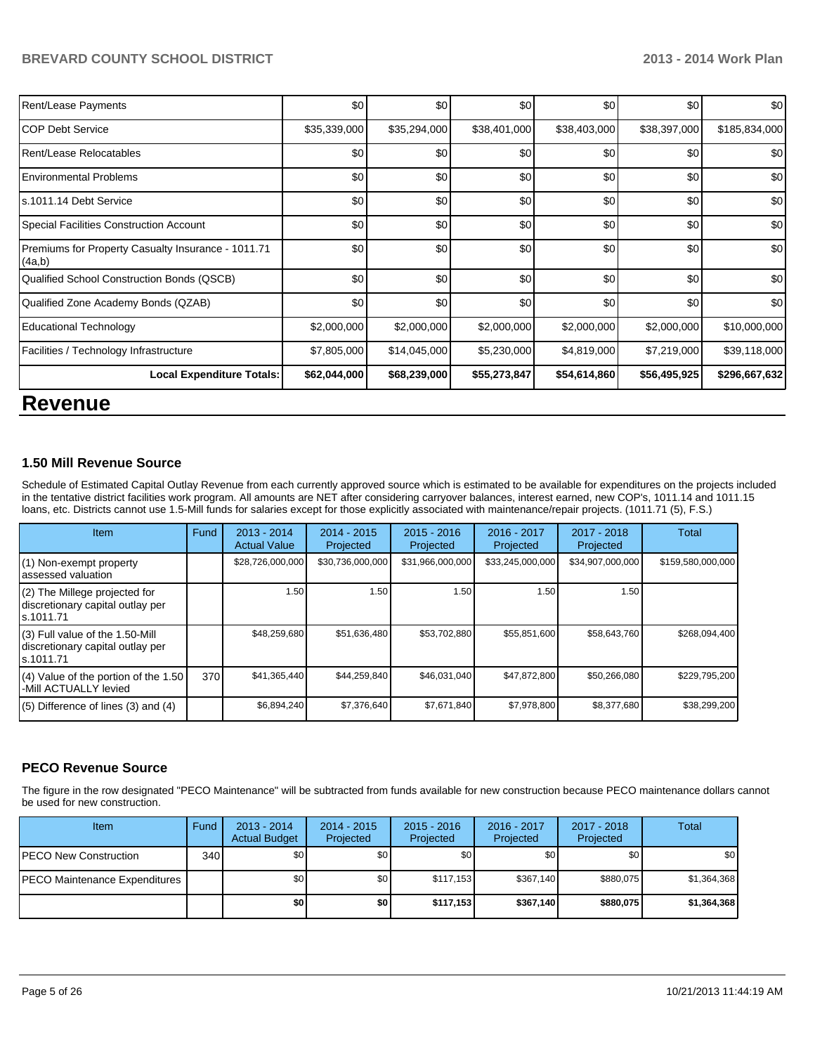| | | | | | | |
|---|---|---|---|---|---|---|
| Rent/Lease Payments | $0 | $0 | $0 | $0 | $0 | $0 |
| COP Debt Service | $35,339,000 | $35,294,000 | $38,401,000 | $38,403,000 | $38,397,000 | $185,834,000 |
| Rent/Lease Relocatables | $0 | $0 | $0 | $0 | $0 | $0 |
| Environmental Problems | $0 | $0 | $0 | $0 | $0 | $0 |
| s.1011.14 Debt Service | $0 | $0 | $0 | $0 | $0 | $0 |
| Special Facilities Construction Account | $0 | $0 | $0 | $0 | $0 | $0 |
| Premiums for Property Casualty Insurance - 1011.71 (4a,b) | $0 | $0 | $0 | $0 | $0 | $0 |
| Qualified School Construction Bonds (QSCB) | $0 | $0 | $0 | $0 | $0 | $0 |
| Qualified Zone Academy Bonds (QZAB) | $0 | $0 | $0 | $0 | $0 | $0 |
| Educational Technology | $2,000,000 | $2,000,000 | $2,000,000 | $2,000,000 | $2,000,000 | $10,000,000 |
| Facilities / Technology Infrastructure | $7,805,000 | $14,045,000 | $5,230,000 | $4,819,000 | $7,219,000 | $39,118,000 |
| **Local Expenditure Totals:** | **$62,044,000** | **$68,239,000** | **$55,273,847** | **$54,614,860** | **$56,495,925** | **$296,667,632** |

# Revenue

### 1.50 Mill Revenue Source

Schedule of Estimated Capital Outlay Revenue from each currently approved source which is estimated to be available for expenditures on the projects included in the tentative district facilities work program. All amounts are NET after considering carryover balances, interest earned, new COP's, 1011.14 and 1011.15 loans, etc. Districts cannot use 1.5-Mill funds for salaries except for those explicitly associated with maintenance/repair projects. (1011.71 (5), F.S.)

| Item | Fund | 2013 - 2014 Actual Value | 2014 - 2015 Projected | 2015 - 2016 Projected | 2016 - 2017 Projected | 2017 - 2018 Projected | Total |
|---|---|---|---|---|---|---|---|
| (1) Non-exempt property assessed valuation | | $28,726,000,000 | $30,736,000,000 | $31,966,000,000 | $33,245,000,000 | $34,907,000,000 | $159,580,000,000 |
| (2) The Millege projected for discretionary capital outlay per s.1011.71 | | 1.50 | 1.50 | 1.50 | 1.50 | 1.50 | |
| (3) Full value of the 1.50-Mill discretionary capital outlay per s.1011.71 | | $48,259,680 | $51,636,480 | $53,702,880 | $55,851,600 | $58,643,760 | $268,094,400 |
| (4) Value of the portion of the 1.50 -Mill ACTUALLY levied | 370 | $41,365,440 | $44,259,840 | $46,031,040 | $47,872,800 | $50,266,080 | $229,795,200 |
| (5) Difference of lines (3) and (4) | | $6,894,240 | $7,376,640 | $7,671,840 | $7,978,800 | $8,377,680 | $38,299,200 |

### PECO Revenue Source

The figure in the row designated "PECO Maintenance" will be subtracted from funds available for new construction because PECO maintenance dollars cannot be used for new construction.

| Item | Fund | 2013 - 2014 Actual Budget | 2014 - 2015 Projected | 2015 - 2016 Projected | 2016 - 2017 Projected | 2017 - 2018 Projected | Total |
|---|---|---|---|---|---|---|---|
| PECO New Construction | 340 | $0 | $0 | $0 | $0 | $0 | $0 |
| PECO Maintenance Expenditures | | $0 | $0 | $117,153 | $367,140 | $880,075 | $1,364,368 |
| | | **$0** | **$0** | **$117,153** | **$367,140** | **$880,075** | **$1,364,368** |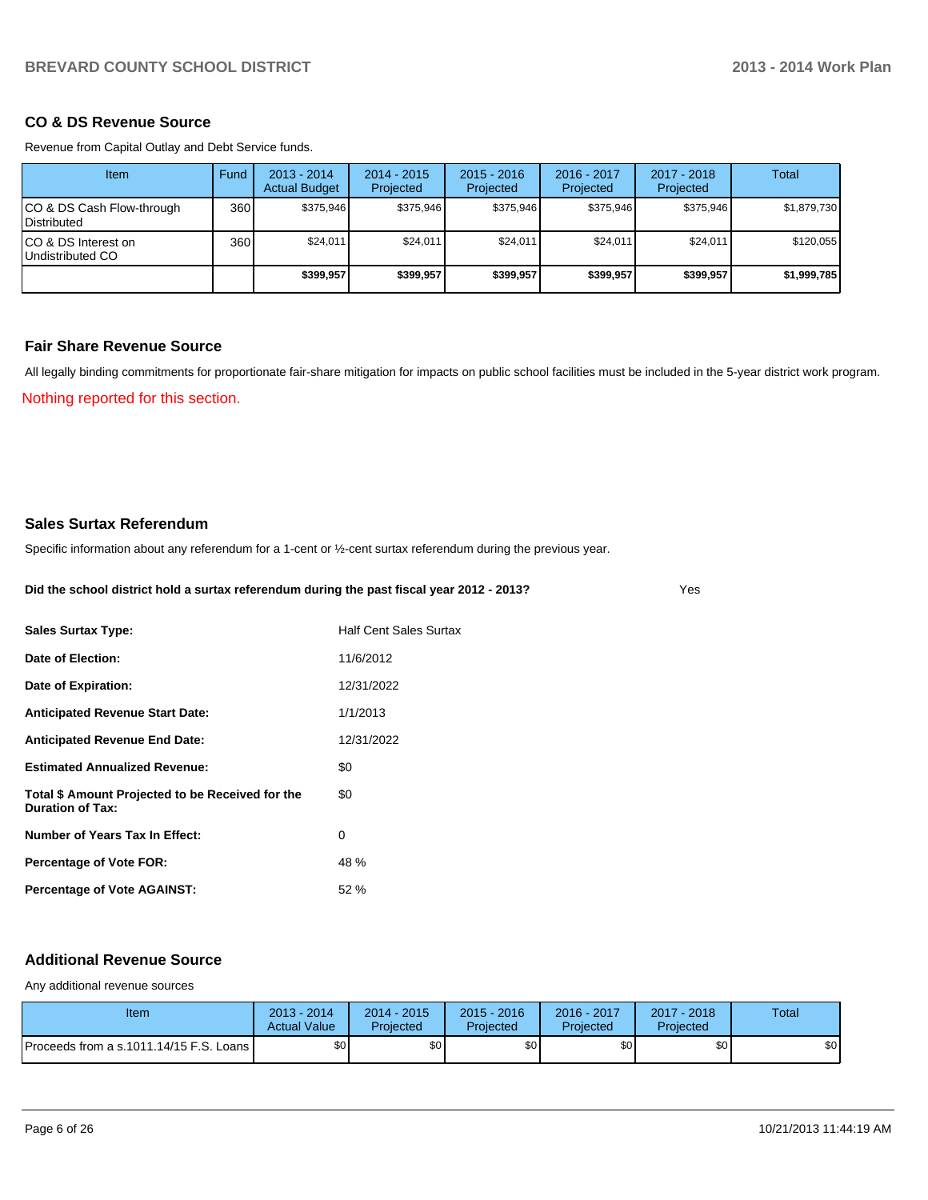## CO & DS Revenue Source

Revenue from Capital Outlay and Debt Service funds.

| Item | Fund | 2013 - 2014 Actual Budget | 2014 - 2015 Projected | 2015 - 2016 Projected | 2016 - 2017 Projected | 2017 - 2018 Projected | Total |
|---|---|---|---|---|---|---|---|
| CO & DS Cash Flow-through Distributed | 360 | $375,946 | $375,946 | $375,946 | $375,946 | $375,946 | $1,879,730 |
| CO & DS Interest on Undistributed CO | 360 | $24,011 | $24,011 | $24,011 | $24,011 | $24,011 | $120,055 |
| | | **$399,957** | **$399,957** | **$399,957** | **$399,957** | **$399,957** | **$1,999,785** |

## Fair Share Revenue Source

All legally binding commitments for proportionate fair-share mitigation for impacts on public school facilities must be included in the 5-year district work program.

Nothing reported for this section.

## Sales Surtax Referendum

Specific information about any referendum for a 1-cent or ½-cent surtax referendum during the previous year.

**Did the school district hold a surtax referendum during the past fiscal year 2012 - 2013?** Yes

**Sales Surtax Type:** Half Cent Sales Surtax

**Date of Election:** 11/6/2012

**Date of Expiration:** 12/31/2022

**Anticipated Revenue Start Date:** 1/1/2013

**Anticipated Revenue End Date:** 12/31/2022

**Estimated Annualized Revenue:** $0

**Total $ Amount Projected to be Received for the Duration of Tax:** $0

**Number of Years Tax In Effect:** 0

**Percentage of Vote FOR:** 48 %

**Percentage of Vote AGAINST:** 52 %

## Additional Revenue Source

Any additional revenue sources

| Item | 2013 - 2014 Actual Value | 2014 - 2015 Projected | 2015 - 2016 Projected | 2016 - 2017 Projected | 2017 - 2018 Projected | Total |
|---|---|---|---|---|---|---|
| Proceeds from a s.1011.14/15 F.S. Loans | $0 | $0 | $0 | $0 | $0 | $0 |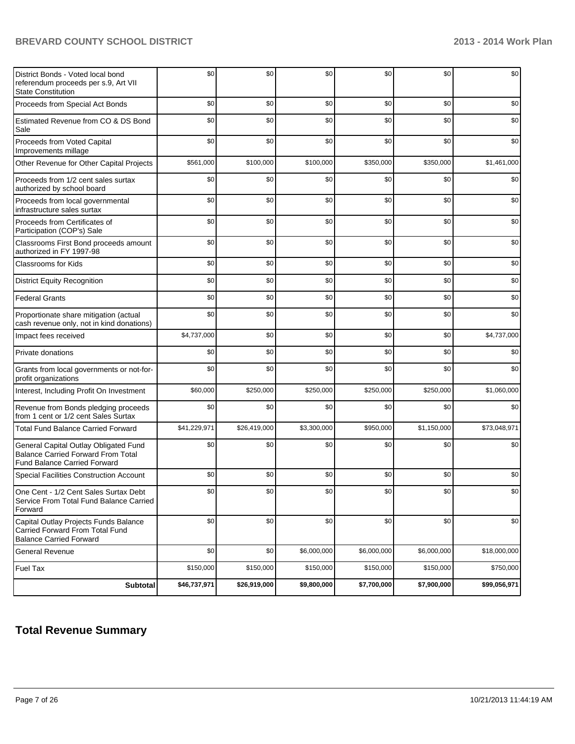| | | | | | | |
|---|---|---|---|---|---|---|
| District Bonds - Voted local bond referendum proceeds per s.9, Art VII State Constitution | $0 | $0 | $0 | $0 | $0 | $0 |
| Proceeds from Special Act Bonds | $0 | $0 | $0 | $0 | $0 | $0 |
| Estimated Revenue from CO & DS Bond Sale | $0 | $0 | $0 | $0 | $0 | $0 |
| Proceeds from Voted Capital Improvements millage | $0 | $0 | $0 | $0 | $0 | $0 |
| Other Revenue for Other Capital Projects | $561,000 | $100,000 | $100,000 | $350,000 | $350,000 | $1,461,000 |
| Proceeds from 1/2 cent sales surtax authorized by school board | $0 | $0 | $0 | $0 | $0 | $0 |
| Proceeds from local governmental infrastructure sales surtax | $0 | $0 | $0 | $0 | $0 | $0 |
| Proceeds from Certificates of Participation (COP's) Sale | $0 | $0 | $0 | $0 | $0 | $0 |
| Classrooms First Bond proceeds amount authorized in FY 1997-98 | $0 | $0 | $0 | $0 | $0 | $0 |
| Classrooms for Kids | $0 | $0 | $0 | $0 | $0 | $0 |
| District Equity Recognition | $0 | $0 | $0 | $0 | $0 | $0 |
| Federal Grants | $0 | $0 | $0 | $0 | $0 | $0 |
| Proportionate share mitigation (actual cash revenue only, not in kind donations) | $0 | $0 | $0 | $0 | $0 | $0 |
| Impact fees received | $4,737,000 | $0 | $0 | $0 | $0 | $4,737,000 |
| Private donations | $0 | $0 | $0 | $0 | $0 | $0 |
| Grants from local governments or not-for-profit organizations | $0 | $0 | $0 | $0 | $0 | $0 |
| Interest, Including Profit On Investment | $60,000 | $250,000 | $250,000 | $250,000 | $250,000 | $1,060,000 |
| Revenue from Bonds pledging proceeds from 1 cent or 1/2 cent Sales Surtax | $0 | $0 | $0 | $0 | $0 | $0 |
| Total Fund Balance Carried Forward | $41,229,971 | $26,419,000 | $3,300,000 | $950,000 | $1,150,000 | $73,048,971 |
| General Capital Outlay Obligated Fund Balance Carried Forward From Total Fund Balance Carried Forward | $0 | $0 | $0 | $0 | $0 | $0 |
| Special Facilities Construction Account | $0 | $0 | $0 | $0 | $0 | $0 |
| One Cent - 1/2 Cent Sales Surtax Debt Service From Total Fund Balance Carried Forward | $0 | $0 | $0 | $0 | $0 | $0 |
| Capital Outlay Projects Funds Balance Carried Forward From Total Fund Balance Carried Forward | $0 | $0 | $0 | $0 | $0 | $0 |
| General Revenue | $0 | $0 | $6,000,000 | $6,000,000 | $6,000,000 | $18,000,000 |
| Fuel Tax | $150,000 | $150,000 | $150,000 | $150,000 | $150,000 | $750,000 |
| **Subtotal** | **$46,737,971** | **$26,919,000** | **$9,800,000** | **$7,700,000** | **$7,900,000** | **$99,056,971** |

# Total Revenue Summary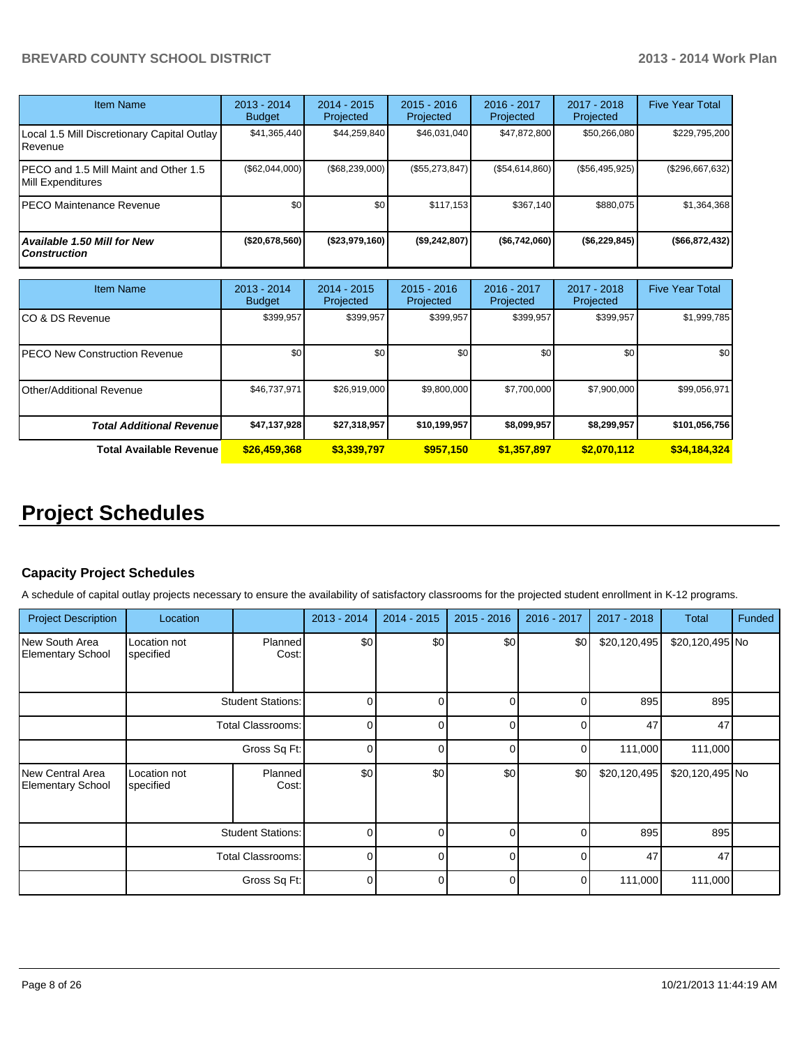| Item Name | 2013 - 2014 Budget | 2014 - 2015 Projected | 2015 - 2016 Projected | 2016 - 2017 Projected | 2017 - 2018 Projected | Five Year Total |
|---|---|---|---|---|---|---|
| Local 1.5 Mill Discretionary Capital Outlay Revenue | $41,365,440 | $44,259,840 | $46,031,040 | $47,872,800 | $50,266,080 | $229,795,200 |
| PECO and 1.5 Mill Maint and Other 1.5 Mill Expenditures | ($62,044,000) | ($68,239,000) | ($55,273,847) | ($54,614,860) | ($56,495,925) | ($296,667,632) |
| PECO Maintenance Revenue | $0 | $0 | $117,153 | $367,140 | $880,075 | $1,364,368 |
| ***Available 1.50 Mill for New Construction*** | **($20,678,560)** | **($23,979,160)** | **($9,242,807)** | **($6,742,060)** | **($6,229,845)** | **($66,872,432)** |

| Item Name | 2013 - 2014 Budget | 2014 - 2015 Projected | 2015 - 2016 Projected | 2016 - 2017 Projected | 2017 - 2018 Projected | Five Year Total |
|---|---|---|---|---|---|---|
| CO & DS Revenue | $399,957 | $399,957 | $399,957 | $399,957 | $399,957 | $1,999,785 |
| PECO New Construction Revenue | $0 | $0 | $0 | $0 | $0 | $0 |
| Other/Additional Revenue | $46,737,971 | $26,919,000 | $9,800,000 | $7,700,000 | $7,900,000 | $99,056,971 |
| ***Total Additional Revenue*** | **$47,137,928** | **$27,318,957** | **$10,199,957** | **$8,099,957** | **$8,299,957** | **$101,056,756** |
| **Total Available Revenue** | **$26,459,368** | **$3,339,797** | **$957,150** | **$1,357,897** | **$2,070,112** | **$34,184,324** |

# Project Schedules

### Capacity Project Schedules

A schedule of capital outlay projects necessary to ensure the availability of satisfactory classrooms for the projected student enrollment in K-12 programs.

| Project Description | Location | | 2013 - 2014 | 2014 - 2015 | 2015 - 2016 | 2016 - 2017 | 2017 - 2018 | Total | Funded |
|---|---|---|---|---|---|---|---|---|---|
| New South Area Elementary School | Location not specified | Planned Cost: | $0 | $0 | $0 | $0 | $20,120,495 | $20,120,495 | No |
| | | Student Stations: | 0 | 0 | 0 | 0 | 895 | 895 | |
| | | Total Classrooms: | 0 | 0 | 0 | 0 | 47 | 47 | |
| | | Gross Sq Ft: | 0 | 0 | 0 | 0 | 111,000 | 111,000 | |
| New Central Area Elementary School | Location not specified | Planned Cost: | $0 | $0 | $0 | $0 | $20,120,495 | $20,120,495 | No |
| | | Student Stations: | 0 | 0 | 0 | 0 | 895 | 895 | |
| | | Total Classrooms: | 0 | 0 | 0 | 0 | 47 | 47 | |
| | | Gross Sq Ft: | 0 | 0 | 0 | 0 | 111,000 | 111,000 | |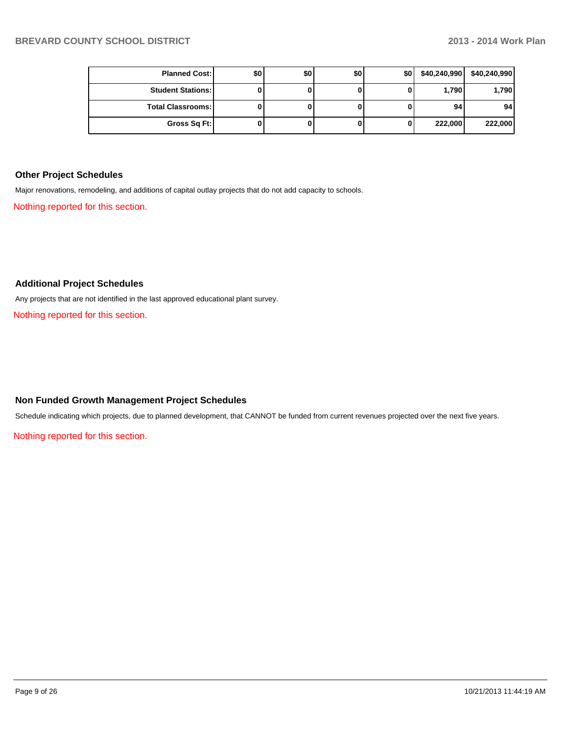| | | | | | | |
|---|---|---|---|---|---|---|
| **Planned Cost:** | $0 | $0 | $0 | $0 | $40,240,990 | $40,240,990 |
| **Student Stations:** | 0 | 0 | 0 | 0 | 1,790 | 1,790 |
| **Total Classrooms:** | 0 | 0 | 0 | 0 | 94 | 94 |
| **Gross Sq Ft:** | 0 | 0 | 0 | 0 | 222,000 | 222,000 |

## Other Project Schedules

Major renovations, remodeling, and additions of capital outlay projects that do not add capacity to schools.

Nothing reported for this section.

## Additional Project Schedules

Any projects that are not identified in the last approved educational plant survey.

Nothing reported for this section.

## Non Funded Growth Management Project Schedules

Schedule indicating which projects, due to planned development, that CANNOT be funded from current revenues projected over the next five years.

Nothing reported for this section.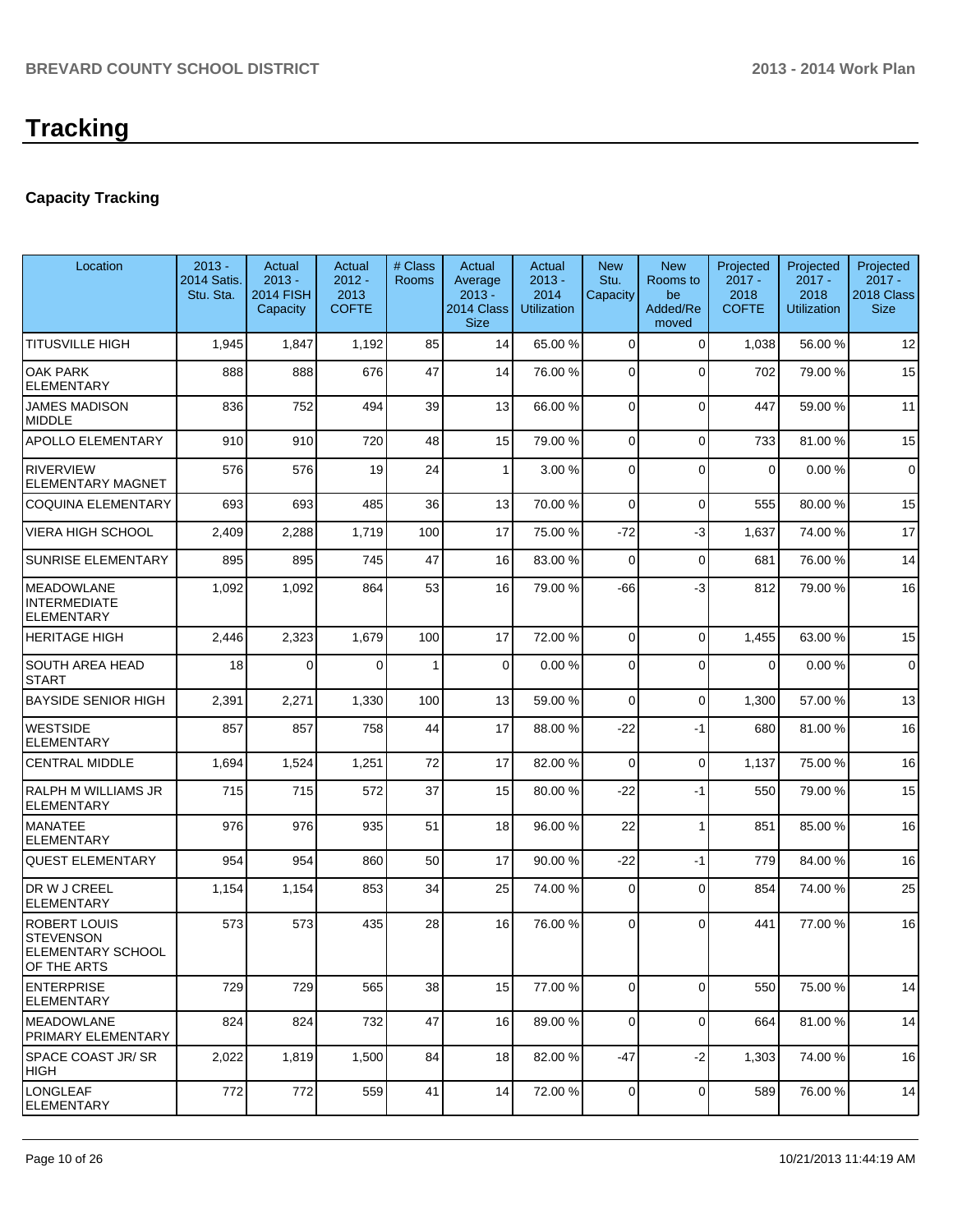# Tracking

### Capacity Tracking

| Location | 2013 - 2014 Satis. Stu. Sta. | Actual 2013 - 2014 FISH Capacity | Actual 2012 - 2013 COFTE | # Class Rooms | Actual Average 2013 - 2014 Class Size | Actual 2013 - 2014 Utilization | New Stu. Capacity | New Rooms to be Added/Removed | Projected 2017 - 2018 COFTE | Projected 2017 - 2018 Utilization | Projected 2017 - 2018 Class Size |
|---|---|---|---|---|---|---|---|---|---|---|---|
| TITUSVILLE HIGH | 1,945 | 1,847 | 1,192 | 85 | 14 | 65.00 % | 0 | 0 | 1,038 | 56.00 % | 12 |
| OAK PARK ELEMENTARY | 888 | 888 | 676 | 47 | 14 | 76.00 % | 0 | 0 | 702 | 79.00 % | 15 |
| JAMES MADISON MIDDLE | 836 | 752 | 494 | 39 | 13 | 66.00 % | 0 | 0 | 447 | 59.00 % | 11 |
| APOLLO ELEMENTARY | 910 | 910 | 720 | 48 | 15 | 79.00 % | 0 | 0 | 733 | 81.00 % | 15 |
| RIVERVIEW ELEMENTARY MAGNET | 576 | 576 | 19 | 24 | 1 | 3.00 % | 0 | 0 | 0 | 0.00 % | 0 |
| COQUINA ELEMENTARY | 693 | 693 | 485 | 36 | 13 | 70.00 % | 0 | 0 | 555 | 80.00 % | 15 |
| VIERA HIGH SCHOOL | 2,409 | 2,288 | 1,719 | 100 | 17 | 75.00 % | -72 | -3 | 1,637 | 74.00 % | 17 |
| SUNRISE ELEMENTARY | 895 | 895 | 745 | 47 | 16 | 83.00 % | 0 | 0 | 681 | 76.00 % | 14 |
| MEADOWLANE INTERMEDIATE ELEMENTARY | 1,092 | 1,092 | 864 | 53 | 16 | 79.00 % | -66 | -3 | 812 | 79.00 % | 16 |
| HERITAGE HIGH | 2,446 | 2,323 | 1,679 | 100 | 17 | 72.00 % | 0 | 0 | 1,455 | 63.00 % | 15 |
| SOUTH AREA HEAD START | 18 | 0 | 0 | 1 | 0 | 0.00 % | 0 | 0 | 0 | 0.00 % | 0 |
| BAYSIDE SENIOR HIGH | 2,391 | 2,271 | 1,330 | 100 | 13 | 59.00 % | 0 | 0 | 1,300 | 57.00 % | 13 |
| WESTSIDE ELEMENTARY | 857 | 857 | 758 | 44 | 17 | 88.00 % | -22 | -1 | 680 | 81.00 % | 16 |
| CENTRAL MIDDLE | 1,694 | 1,524 | 1,251 | 72 | 17 | 82.00 % | 0 | 0 | 1,137 | 75.00 % | 16 |
| RALPH M WILLIAMS JR ELEMENTARY | 715 | 715 | 572 | 37 | 15 | 80.00 % | -22 | -1 | 550 | 79.00 % | 15 |
| MANATEE ELEMENTARY | 976 | 976 | 935 | 51 | 18 | 96.00 % | 22 | 1 | 851 | 85.00 % | 16 |
| QUEST ELEMENTARY | 954 | 954 | 860 | 50 | 17 | 90.00 % | -22 | -1 | 779 | 84.00 % | 16 |
| DR W J CREEL ELEMENTARY | 1,154 | 1,154 | 853 | 34 | 25 | 74.00 % | 0 | 0 | 854 | 74.00 % | 25 |
| ROBERT LOUIS STEVENSON ELEMENTARY SCHOOL OF THE ARTS | 573 | 573 | 435 | 28 | 16 | 76.00 % | 0 | 0 | 441 | 77.00 % | 16 |
| ENTERPRISE ELEMENTARY | 729 | 729 | 565 | 38 | 15 | 77.00 % | 0 | 0 | 550 | 75.00 % | 14 |
| MEADOWLANE PRIMARY ELEMENTARY | 824 | 824 | 732 | 47 | 16 | 89.00 % | 0 | 0 | 664 | 81.00 % | 14 |
| SPACE COAST JR/ SR HIGH | 2,022 | 1,819 | 1,500 | 84 | 18 | 82.00 % | -47 | -2 | 1,303 | 74.00 % | 16 |
| LONGLEAF ELEMENTARY | 772 | 772 | 559 | 41 | 14 | 72.00 % | 0 | 0 | 589 | 76.00 % | 14 |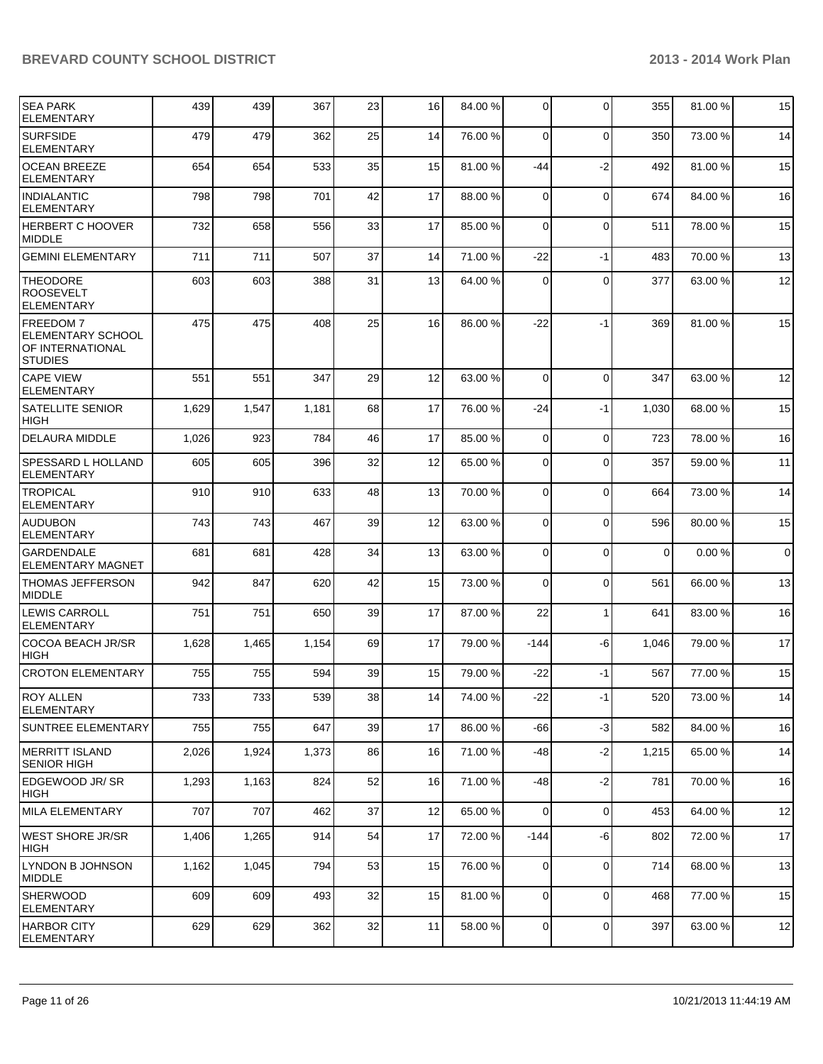| SEA PARK ELEMENTARY | 439 | 439 | 367 | 23 | 16 | 84.00 % | 0 | 0 | 355 | 81.00 % | 15 |
|---|---|---|---|---|---|---|---|---|---|---|---|
| SURFSIDE ELEMENTARY | 479 | 479 | 362 | 25 | 14 | 76.00 % | 0 | 0 | 350 | 73.00 % | 14 |
| OCEAN BREEZE ELEMENTARY | 654 | 654 | 533 | 35 | 15 | 81.00 % | -44 | -2 | 492 | 81.00 % | 15 |
| INDIALANTIC ELEMENTARY | 798 | 798 | 701 | 42 | 17 | 88.00 % | 0 | 0 | 674 | 84.00 % | 16 |
| HERBERT C HOOVER MIDDLE | 732 | 658 | 556 | 33 | 17 | 85.00 % | 0 | 0 | 511 | 78.00 % | 15 |
| GEMINI ELEMENTARY | 711 | 711 | 507 | 37 | 14 | 71.00 % | -22 | -1 | 483 | 70.00 % | 13 |
| THEODORE ROOSEVELT ELEMENTARY | 603 | 603 | 388 | 31 | 13 | 64.00 % | 0 | 0 | 377 | 63.00 % | 12 |
| FREEDOM 7 ELEMENTARY SCHOOL OF INTERNATIONAL STUDIES | 475 | 475 | 408 | 25 | 16 | 86.00 % | -22 | -1 | 369 | 81.00 % | 15 |
| CAPE VIEW ELEMENTARY | 551 | 551 | 347 | 29 | 12 | 63.00 % | 0 | 0 | 347 | 63.00 % | 12 |
| SATELLITE SENIOR HIGH | 1,629 | 1,547 | 1,181 | 68 | 17 | 76.00 % | -24 | -1 | 1,030 | 68.00 % | 15 |
| DELAURA MIDDLE | 1,026 | 923 | 784 | 46 | 17 | 85.00 % | 0 | 0 | 723 | 78.00 % | 16 |
| SPESSARD L HOLLAND ELEMENTARY | 605 | 605 | 396 | 32 | 12 | 65.00 % | 0 | 0 | 357 | 59.00 % | 11 |
| TROPICAL ELEMENTARY | 910 | 910 | 633 | 48 | 13 | 70.00 % | 0 | 0 | 664 | 73.00 % | 14 |
| AUDUBON ELEMENTARY | 743 | 743 | 467 | 39 | 12 | 63.00 % | 0 | 0 | 596 | 80.00 % | 15 |
| GARDENDALE ELEMENTARY MAGNET | 681 | 681 | 428 | 34 | 13 | 63.00 % | 0 | 0 | 0 | 0.00 % | 0 |
| THOMAS JEFFERSON MIDDLE | 942 | 847 | 620 | 42 | 15 | 73.00 % | 0 | 0 | 561 | 66.00 % | 13 |
| LEWIS CARROLL ELEMENTARY | 751 | 751 | 650 | 39 | 17 | 87.00 % | 22 | 1 | 641 | 83.00 % | 16 |
| COCOA BEACH JR/SR HIGH | 1,628 | 1,465 | 1,154 | 69 | 17 | 79.00 % | -144 | -6 | 1,046 | 79.00 % | 17 |
| CROTON ELEMENTARY | 755 | 755 | 594 | 39 | 15 | 79.00 % | -22 | -1 | 567 | 77.00 % | 15 |
| ROY ALLEN ELEMENTARY | 733 | 733 | 539 | 38 | 14 | 74.00 % | -22 | -1 | 520 | 73.00 % | 14 |
| SUNTREE ELEMENTARY | 755 | 755 | 647 | 39 | 17 | 86.00 % | -66 | -3 | 582 | 84.00 % | 16 |
| MERRITT ISLAND SENIOR HIGH | 2,026 | 1,924 | 1,373 | 86 | 16 | 71.00 % | -48 | -2 | 1,215 | 65.00 % | 14 |
| EDGEWOOD JR/ SR HIGH | 1,293 | 1,163 | 824 | 52 | 16 | 71.00 % | -48 | -2 | 781 | 70.00 % | 16 |
| MILA ELEMENTARY | 707 | 707 | 462 | 37 | 12 | 65.00 % | 0 | 0 | 453 | 64.00 % | 12 |
| WEST SHORE JR/SR HIGH | 1,406 | 1,265 | 914 | 54 | 17 | 72.00 % | -144 | -6 | 802 | 72.00 % | 17 |
| LYNDON B JOHNSON MIDDLE | 1,162 | 1,045 | 794 | 53 | 15 | 76.00 % | 0 | 0 | 714 | 68.00 % | 13 |
| SHERWOOD ELEMENTARY | 609 | 609 | 493 | 32 | 15 | 81.00 % | 0 | 0 | 468 | 77.00 % | 15 |
| HARBOR CITY ELEMENTARY | 629 | 629 | 362 | 32 | 11 | 58.00 % | 0 | 0 | 397 | 63.00 % | 12 |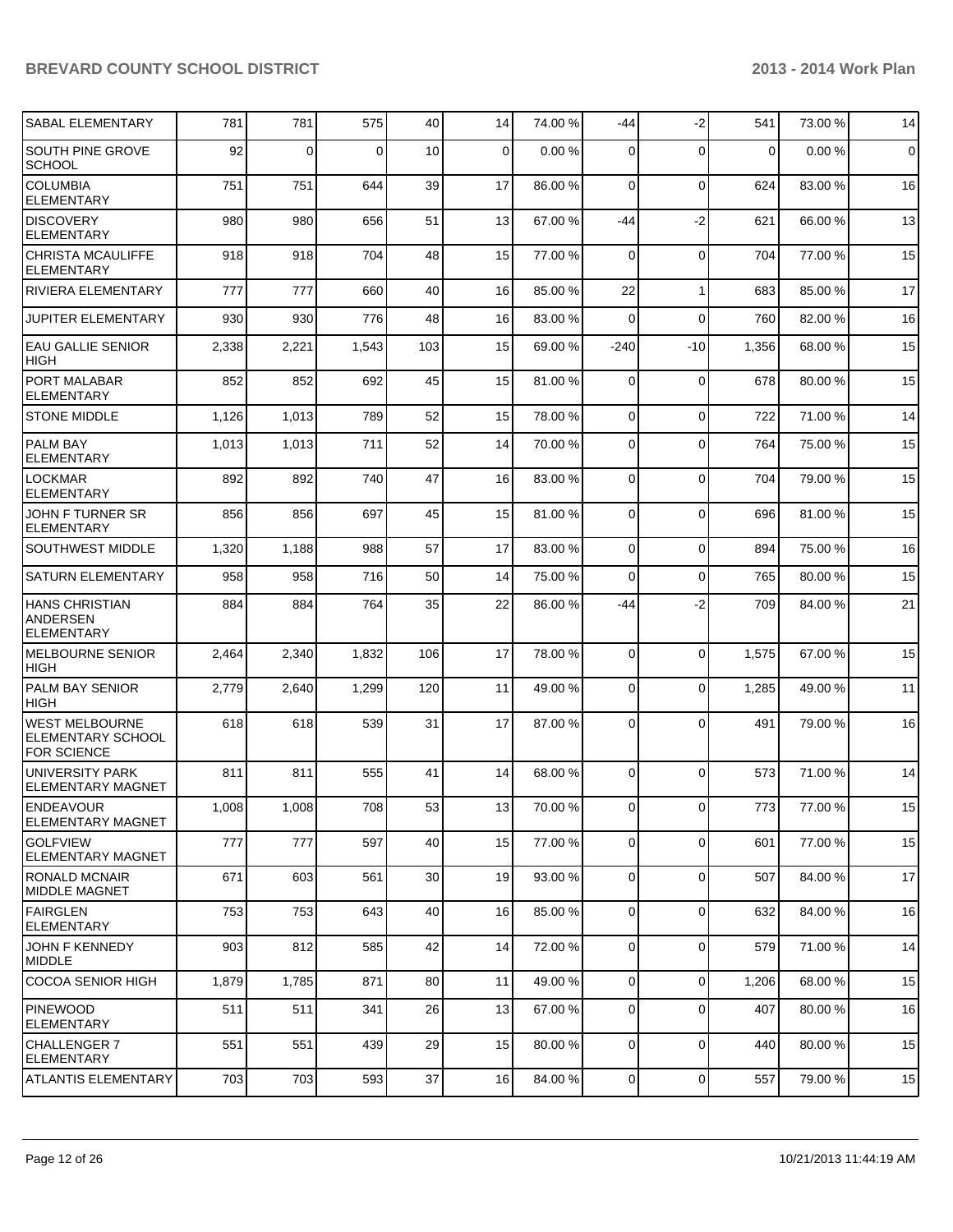| | | | | | | | | | | |
|---|---|---|---|---|---|---|---|---|---|---|
| SABAL ELEMENTARY | 781 | 781 | 575 | 40 | 14 | 74.00 % | -44 | -2 | 541 | 73.00 % | 14 |
| SOUTH PINE GROVE SCHOOL | 92 | 0 | 0 | 10 | 0 | 0.00 % | 0 | 0 | 0 | 0.00 % | 0 |
| COLUMBIA ELEMENTARY | 751 | 751 | 644 | 39 | 17 | 86.00 % | 0 | 0 | 624 | 83.00 % | 16 |
| DISCOVERY ELEMENTARY | 980 | 980 | 656 | 51 | 13 | 67.00 % | -44 | -2 | 621 | 66.00 % | 13 |
| CHRISTA MCAULIFFE ELEMENTARY | 918 | 918 | 704 | 48 | 15 | 77.00 % | 0 | 0 | 704 | 77.00 % | 15 |
| RIVIERA ELEMENTARY | 777 | 777 | 660 | 40 | 16 | 85.00 % | 22 | 1 | 683 | 85.00 % | 17 |
| JUPITER ELEMENTARY | 930 | 930 | 776 | 48 | 16 | 83.00 % | 0 | 0 | 760 | 82.00 % | 16 |
| EAU GALLIE SENIOR HIGH | 2,338 | 2,221 | 1,543 | 103 | 15 | 69.00 % | -240 | -10 | 1,356 | 68.00 % | 15 |
| PORT MALABAR ELEMENTARY | 852 | 852 | 692 | 45 | 15 | 81.00 % | 0 | 0 | 678 | 80.00 % | 15 |
| STONE MIDDLE | 1,126 | 1,013 | 789 | 52 | 15 | 78.00 % | 0 | 0 | 722 | 71.00 % | 14 |
| PALM BAY ELEMENTARY | 1,013 | 1,013 | 711 | 52 | 14 | 70.00 % | 0 | 0 | 764 | 75.00 % | 15 |
| LOCKMAR ELEMENTARY | 892 | 892 | 740 | 47 | 16 | 83.00 % | 0 | 0 | 704 | 79.00 % | 15 |
| JOHN F TURNER SR ELEMENTARY | 856 | 856 | 697 | 45 | 15 | 81.00 % | 0 | 0 | 696 | 81.00 % | 15 |
| SOUTHWEST MIDDLE | 1,320 | 1,188 | 988 | 57 | 17 | 83.00 % | 0 | 0 | 894 | 75.00 % | 16 |
| SATURN ELEMENTARY | 958 | 958 | 716 | 50 | 14 | 75.00 % | 0 | 0 | 765 | 80.00 % | 15 |
| HANS CHRISTIAN ANDERSEN ELEMENTARY | 884 | 884 | 764 | 35 | 22 | 86.00 % | -44 | -2 | 709 | 84.00 % | 21 |
| MELBOURNE SENIOR HIGH | 2,464 | 2,340 | 1,832 | 106 | 17 | 78.00 % | 0 | 0 | 1,575 | 67.00 % | 15 |
| PALM BAY SENIOR HIGH | 2,779 | 2,640 | 1,299 | 120 | 11 | 49.00 % | 0 | 0 | 1,285 | 49.00 % | 11 |
| WEST MELBOURNE ELEMENTARY SCHOOL FOR SCIENCE | 618 | 618 | 539 | 31 | 17 | 87.00 % | 0 | 0 | 491 | 79.00 % | 16 |
| UNIVERSITY PARK ELEMENTARY MAGNET | 811 | 811 | 555 | 41 | 14 | 68.00 % | 0 | 0 | 573 | 71.00 % | 14 |
| ENDEAVOUR ELEMENTARY MAGNET | 1,008 | 1,008 | 708 | 53 | 13 | 70.00 % | 0 | 0 | 773 | 77.00 % | 15 |
| GOLFVIEW ELEMENTARY MAGNET | 777 | 777 | 597 | 40 | 15 | 77.00 % | 0 | 0 | 601 | 77.00 % | 15 |
| RONALD MCNAIR MIDDLE MAGNET | 671 | 603 | 561 | 30 | 19 | 93.00 % | 0 | 0 | 507 | 84.00 % | 17 |
| FAIRGLEN ELEMENTARY | 753 | 753 | 643 | 40 | 16 | 85.00 % | 0 | 0 | 632 | 84.00 % | 16 |
| JOHN F KENNEDY MIDDLE | 903 | 812 | 585 | 42 | 14 | 72.00 % | 0 | 0 | 579 | 71.00 % | 14 |
| COCOA SENIOR HIGH | 1,879 | 1,785 | 871 | 80 | 11 | 49.00 % | 0 | 0 | 1,206 | 68.00 % | 15 |
| PINEWOOD ELEMENTARY | 511 | 511 | 341 | 26 | 13 | 67.00 % | 0 | 0 | 407 | 80.00 % | 16 |
| CHALLENGER 7 ELEMENTARY | 551 | 551 | 439 | 29 | 15 | 80.00 % | 0 | 0 | 440 | 80.00 % | 15 |
| ATLANTIS ELEMENTARY | 703 | 703 | 593 | 37 | 16 | 84.00 % | 0 | 0 | 557 | 79.00 % | 15 |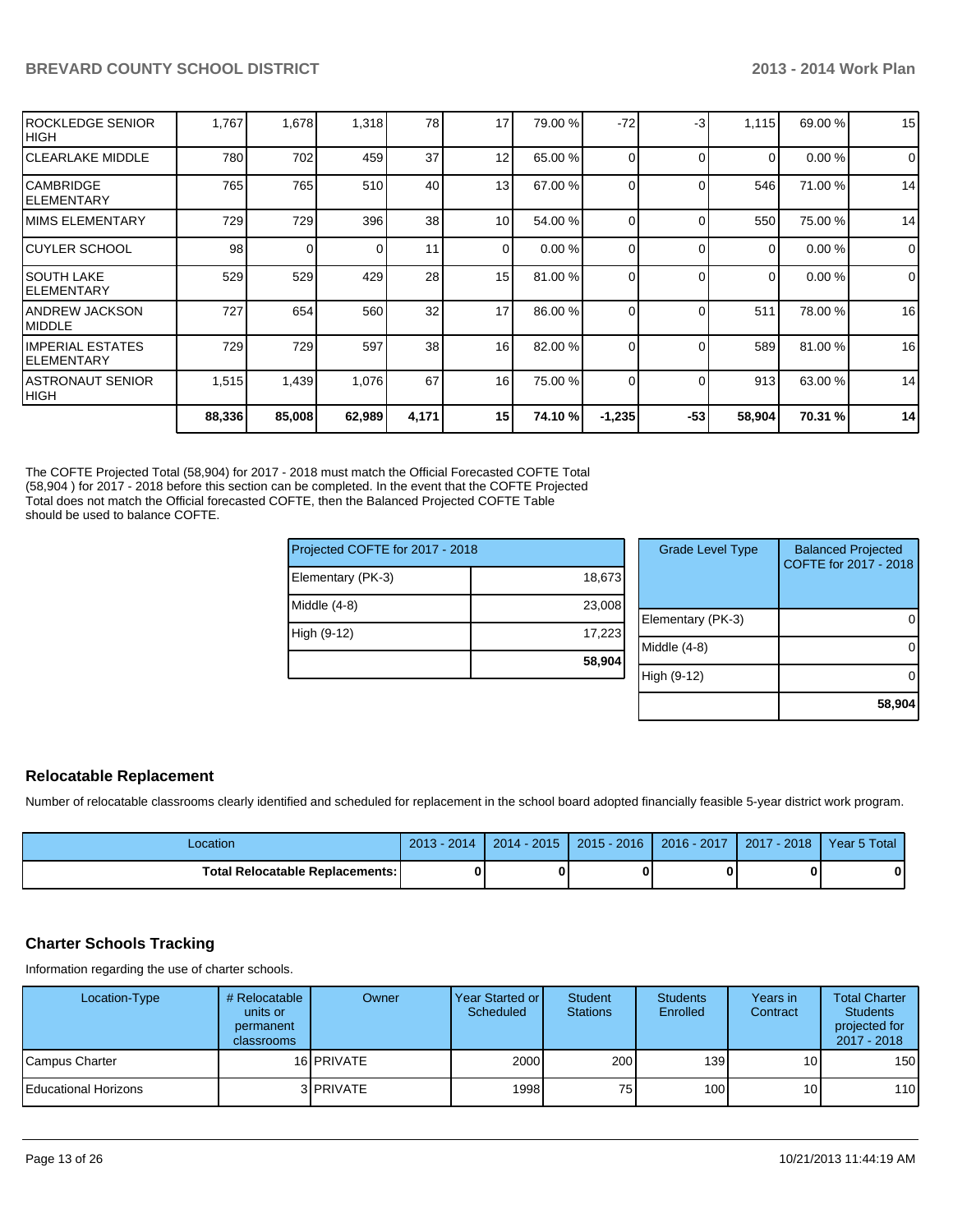| | | | | | | | | | | | |
|---|---|---|---|---|---|---|---|---|---|---|---|
| ROCKLEDGE SENIOR HIGH | 1,767 | 1,678 | 1,318 | 78 | 17 | 79.00 % | -72 | -3 | 1,115 | 69.00 % | 15 |
| CLEARLAKE MIDDLE | 780 | 702 | 459 | 37 | 12 | 65.00 % | 0 | 0 | 0 | 0.00 % | 0 |
| CAMBRIDGE ELEMENTARY | 765 | 765 | 510 | 40 | 13 | 67.00 % | 0 | 0 | 546 | 71.00 % | 14 |
| MIMS ELEMENTARY | 729 | 729 | 396 | 38 | 10 | 54.00 % | 0 | 0 | 550 | 75.00 % | 14 |
| CUYLER SCHOOL | 98 | 0 | 0 | 11 | 0 | 0.00 % | 0 | 0 | 0 | 0.00 % | 0 |
| SOUTH LAKE ELEMENTARY | 529 | 529 | 429 | 28 | 15 | 81.00 % | 0 | 0 | 0 | 0.00 % | 0 |
| ANDREW JACKSON MIDDLE | 727 | 654 | 560 | 32 | 17 | 86.00 % | 0 | 0 | 511 | 78.00 % | 16 |
| IMPERIAL ESTATES ELEMENTARY | 729 | 729 | 597 | 38 | 16 | 82.00 % | 0 | 0 | 589 | 81.00 % | 16 |
| ASTRONAUT SENIOR HIGH | 1,515 | 1,439 | 1,076 | 67 | 16 | 75.00 % | 0 | 0 | 913 | 63.00 % | 14 |
| | **88,336** | **85,008** | **62,989** | **4,171** | **15** | **74.10 %** | **-1,235** | **-53** | **58,904** | **70.31 %** | **14** |

The COFTE Projected Total (58,904) for 2017 - 2018 must match the Official Forecasted COFTE Total (58,904 ) for 2017 - 2018 before this section can be completed. In the event that the COFTE Projected Total does not match the Official forecasted COFTE, then the Balanced Projected COFTE Table should be used to balance COFTE.

| Projected COFTE for 2017 - 2018 | |
|---|---|
| Elementary (PK-3) | 18,673 |
| Middle (4-8) | 23,008 |
| High (9-12) | 17,223 |
| | **58,904** |

| Grade Level Type | Balanced Projected COFTE for 2017 - 2018 |
|---|---|
| Elementary (PK-3) | 0 |
| Middle (4-8) | 0 |
| High (9-12) | 0 |
| | **58,904** |

## Relocatable Replacement

Number of relocatable classrooms clearly identified and scheduled for replacement in the school board adopted financially feasible 5-year district work program.

| Location | 2013 - 2014 | 2014 - 2015 | 2015 - 2016 | 2016 - 2017 | 2017 - 2018 | Year 5 Total |
|---|---|---|---|---|---|---|
| **Total Relocatable Replacements:** | **0** | **0** | **0** | **0** | **0** | **0** |

## Charter Schools Tracking

Information regarding the use of charter schools.

| Location-Type | # Relocatable units or permanent classrooms | Owner | Year Started or Scheduled | Student Stations | Students Enrolled | Years in Contract | Total Charter Students projected for 2017 - 2018 |
|---|---|---|---|---|---|---|---|
| Campus Charter | 16 | PRIVATE | 2000 | 200 | 139 | 10 | 150 |
| Educational Horizons | 3 | PRIVATE | 1998 | 75 | 100 | 10 | 110 |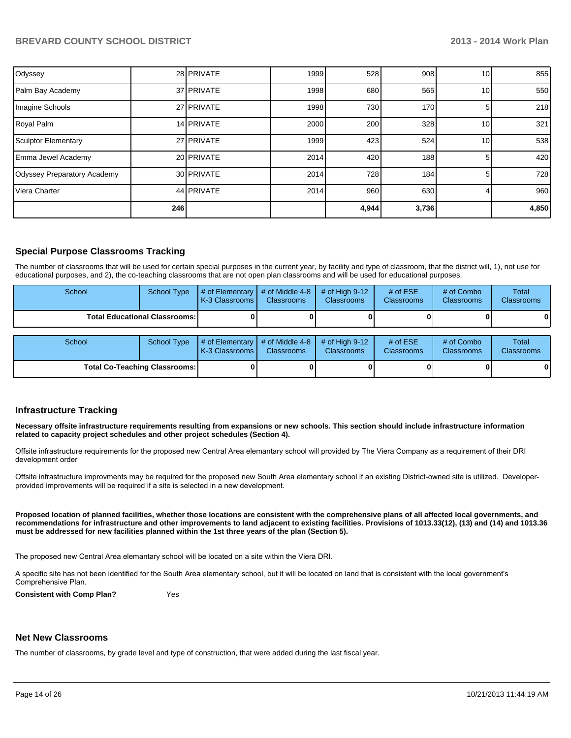| | | | | | | | |
|---|---|---|---|---|---|---|---|
| Odyssey | 28 | PRIVATE | 1999 | 528 | 908 | 10 | 855 |
| Palm Bay Academy | 37 | PRIVATE | 1998 | 680 | 565 | 10 | 550 |
| Imagine Schools | 27 | PRIVATE | 1998 | 730 | 170 | 5 | 218 |
| Royal Palm | 14 | PRIVATE | 2000 | 200 | 328 | 10 | 321 |
| Sculptor Elementary | 27 | PRIVATE | 1999 | 423 | 524 | 10 | 538 |
| Emma Jewel Academy | 20 | PRIVATE | 2014 | 420 | 188 | 5 | 420 |
| Odyssey Preparatory Academy | 30 | PRIVATE | 2014 | 728 | 184 | 5 | 728 |
| Viera Charter | 44 | PRIVATE | 2014 | 960 | 630 | 4 | 960 |
| | **246** | | | **4,944** | **3,736** | | **4,850** |

## Special Purpose Classrooms Tracking

The number of classrooms that will be used for certain special purposes in the current year, by facility and type of classroom, that the district will, 1), not use for educational purposes, and 2), the co-teaching classrooms that are not open plan classrooms and will be used for educational purposes.

| School | School Type | # of Elementary K-3 Classrooms | # of Middle 4-8 Classrooms | # of High 9-12 Classrooms | # of ESE Classrooms | # of Combo Classrooms | Total Classrooms |
|---|---|---|---|---|---|---|---|
| **Total Educational Classrooms:** | | **0** | **0** | **0** | **0** | **0** | **0** |

| School | School Type | # of Elementary K-3 Classrooms | # of Middle 4-8 Classrooms | # of High 9-12 Classrooms | # of ESE Classrooms | # of Combo Classrooms | Total Classrooms |
|---|---|---|---|---|---|---|---|
| **Total Co-Teaching Classrooms:** | | **0** | **0** | **0** | **0** | **0** | **0** |

## Infrastructure Tracking

**Necessary offsite infrastructure requirements resulting from expansions or new schools. This section should include infrastructure information related to capacity project schedules and other project schedules (Section 4).**

Offsite infrastructure requirements for the proposed new Central Area elemantary school will provided by The Viera Company as a requirement of their DRI development order

Offsite infrastructure improvments may be required for the proposed new South Area elementary school if an existing District-owned site is utilized. Developer-provided improvements will be required if a site is selected in a new development.

**Proposed location of planned facilities, whether those locations are consistent with the comprehensive plans of all affected local governments, and recommendations for infrastructure and other improvements to land adjacent to existing facilities. Provisions of 1013.33(12), (13) and (14) and 1013.36 must be addressed for new facilities planned within the 1st three years of the plan (Section 5).**

The proposed new Central Area elemantary school will be located on a site within the Viera DRI.

A specific site has not been identified for the South Area elementary school, but it will be located on land that is consistent with the local government's Comprehensive Plan.

**Consistent with Comp Plan?** Yes

## Net New Classrooms

The number of classrooms, by grade level and type of construction, that were added during the last fiscal year.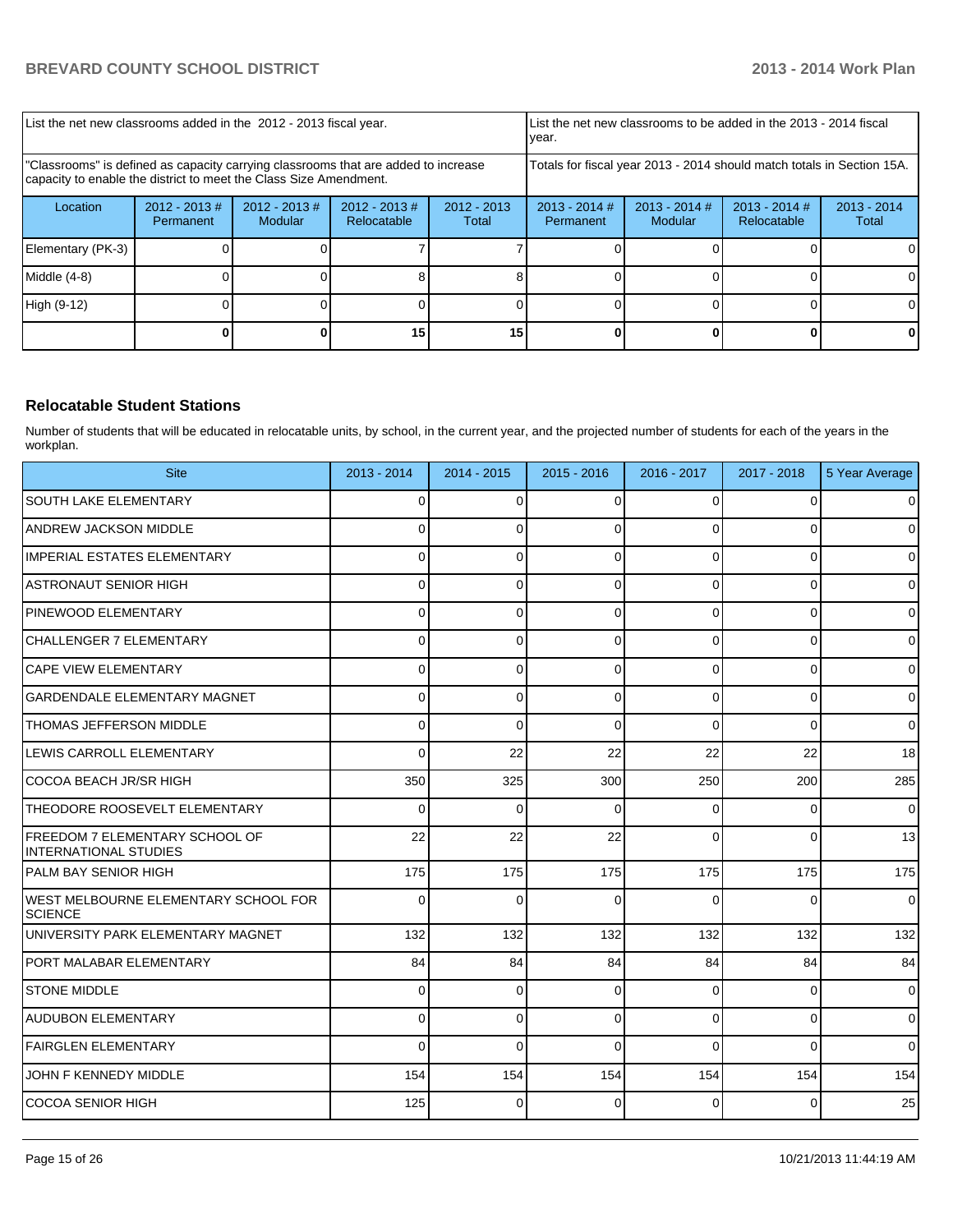| List the net new classrooms added in the 2012 - 2013 fiscal year. | | | | List the net new classrooms to be added in the 2013 - 2014 fiscal year. | | | |
|---|---|---|---|---|---|---|---|
| "Classrooms" is defined as capacity carrying classrooms that are added to increase capacity to enable the district to meet the Class Size Amendment. | | | | Totals for fiscal year 2013 - 2014 should match totals in Section 15A. | | | |
| Location | 2012 - 2013 # Permanent | 2012 - 2013 # Modular | 2012 - 2013 # Relocatable | 2012 - 2013 Total | 2013 - 2014 # Permanent | 2013 - 2014 # Modular | 2013 - 2014 # Relocatable | 2013 - 2014 Total |
| Elementary (PK-3) | 0 | 0 | 7 | 7 | 0 | 0 | 0 | 0 |
| Middle (4-8) | 0 | 0 | 8 | 8 | 0 | 0 | 0 | 0 |
| High (9-12) | 0 | 0 | 0 | 0 | 0 | 0 | 0 | 0 |
| | **0** | **0** | **15** | **15** | **0** | **0** | **0** | **0** |

## Relocatable Student Stations

Number of students that will be educated in relocatable units, by school, in the current year, and the projected number of students for each of the years in the workplan.

| Site | 2013 - 2014 | 2014 - 2015 | 2015 - 2016 | 2016 - 2017 | 2017 - 2018 | 5 Year Average |
|---|---|---|---|---|---|---|
| SOUTH LAKE ELEMENTARY | 0 | 0 | 0 | 0 | 0 | 0 |
| ANDREW JACKSON MIDDLE | 0 | 0 | 0 | 0 | 0 | 0 |
| IMPERIAL ESTATES ELEMENTARY | 0 | 0 | 0 | 0 | 0 | 0 |
| ASTRONAUT SENIOR HIGH | 0 | 0 | 0 | 0 | 0 | 0 |
| PINEWOOD ELEMENTARY | 0 | 0 | 0 | 0 | 0 | 0 |
| CHALLENGER 7 ELEMENTARY | 0 | 0 | 0 | 0 | 0 | 0 |
| CAPE VIEW ELEMENTARY | 0 | 0 | 0 | 0 | 0 | 0 |
| GARDENDALE ELEMENTARY MAGNET | 0 | 0 | 0 | 0 | 0 | 0 |
| THOMAS JEFFERSON MIDDLE | 0 | 0 | 0 | 0 | 0 | 0 |
| LEWIS CARROLL ELEMENTARY | 0 | 22 | 22 | 22 | 22 | 18 |
| COCOA BEACH JR/SR HIGH | 350 | 325 | 300 | 250 | 200 | 285 |
| THEODORE ROOSEVELT ELEMENTARY | 0 | 0 | 0 | 0 | 0 | 0 |
| FREEDOM 7 ELEMENTARY SCHOOL OF INTERNATIONAL STUDIES | 22 | 22 | 22 | 0 | 0 | 13 |
| PALM BAY SENIOR HIGH | 175 | 175 | 175 | 175 | 175 | 175 |
| WEST MELBOURNE ELEMENTARY SCHOOL FOR SCIENCE | 0 | 0 | 0 | 0 | 0 | 0 |
| UNIVERSITY PARK ELEMENTARY MAGNET | 132 | 132 | 132 | 132 | 132 | 132 |
| PORT MALABAR ELEMENTARY | 84 | 84 | 84 | 84 | 84 | 84 |
| STONE MIDDLE | 0 | 0 | 0 | 0 | 0 | 0 |
| AUDUBON ELEMENTARY | 0 | 0 | 0 | 0 | 0 | 0 |
| FAIRGLEN ELEMENTARY | 0 | 0 | 0 | 0 | 0 | 0 |
| JOHN F KENNEDY MIDDLE | 154 | 154 | 154 | 154 | 154 | 154 |
| COCOA SENIOR HIGH | 125 | 0 | 0 | 0 | 0 | 25 |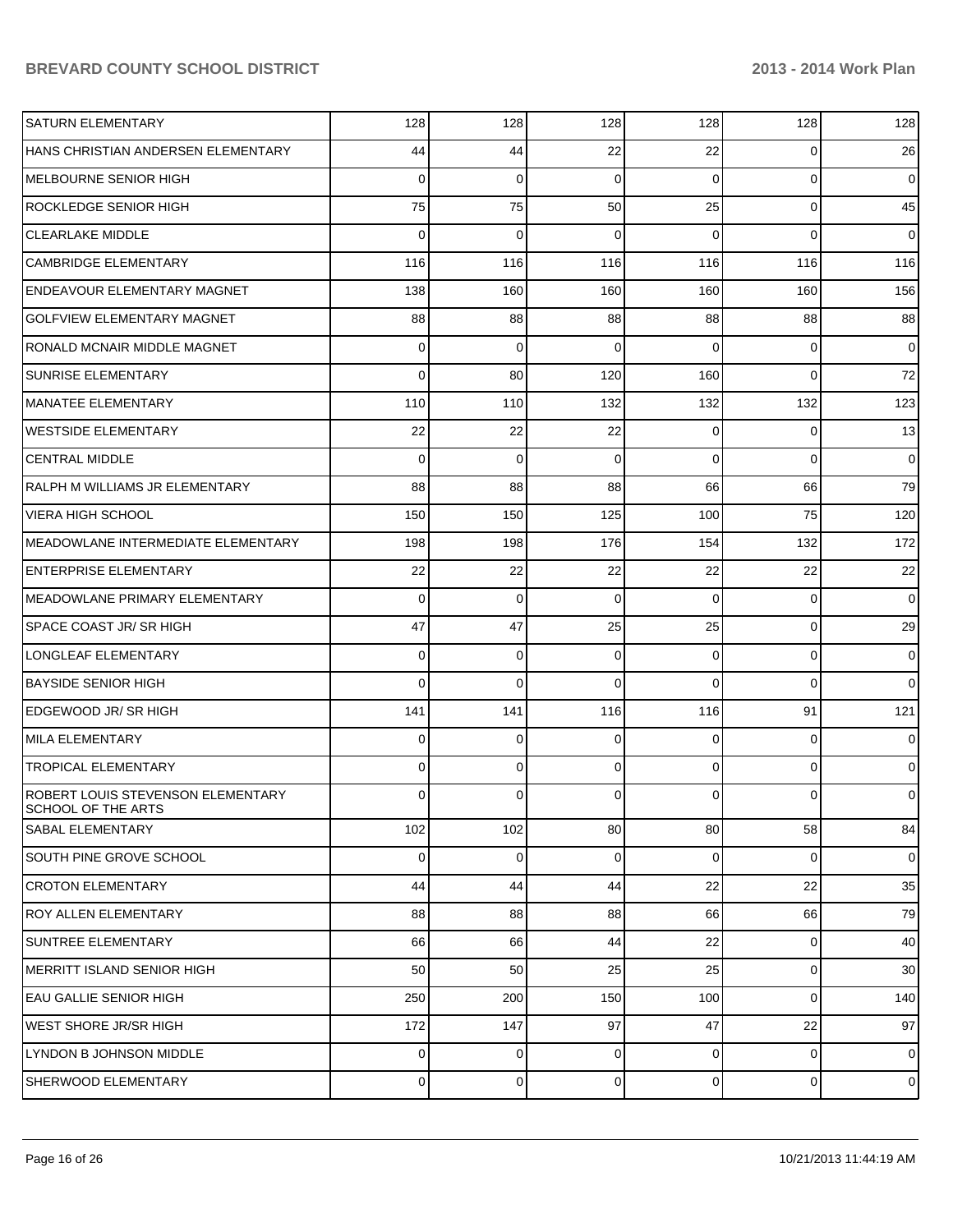| | | | | | | |
|---|---|---|---|---|---|---|
| SATURN ELEMENTARY | 128 | 128 | 128 | 128 | 128 | 128 |
| HANS CHRISTIAN ANDERSEN ELEMENTARY | 44 | 44 | 22 | 22 | 0 | 26 |
| MELBOURNE SENIOR HIGH | 0 | 0 | 0 | 0 | 0 | 0 |
| ROCKLEDGE SENIOR HIGH | 75 | 75 | 50 | 25 | 0 | 45 |
| CLEARLAKE MIDDLE | 0 | 0 | 0 | 0 | 0 | 0 |
| CAMBRIDGE ELEMENTARY | 116 | 116 | 116 | 116 | 116 | 116 |
| ENDEAVOUR ELEMENTARY MAGNET | 138 | 160 | 160 | 160 | 160 | 156 |
| GOLFVIEW ELEMENTARY MAGNET | 88 | 88 | 88 | 88 | 88 | 88 |
| RONALD MCNAIR MIDDLE MAGNET | 0 | 0 | 0 | 0 | 0 | 0 |
| SUNRISE ELEMENTARY | 0 | 80 | 120 | 160 | 0 | 72 |
| MANATEE ELEMENTARY | 110 | 110 | 132 | 132 | 132 | 123 |
| WESTSIDE ELEMENTARY | 22 | 22 | 22 | 0 | 0 | 13 |
| CENTRAL MIDDLE | 0 | 0 | 0 | 0 | 0 | 0 |
| RALPH M WILLIAMS JR ELEMENTARY | 88 | 88 | 88 | 66 | 66 | 79 |
| VIERA HIGH SCHOOL | 150 | 150 | 125 | 100 | 75 | 120 |
| MEADOWLANE INTERMEDIATE ELEMENTARY | 198 | 198 | 176 | 154 | 132 | 172 |
| ENTERPRISE ELEMENTARY | 22 | 22 | 22 | 22 | 22 | 22 |
| MEADOWLANE PRIMARY ELEMENTARY | 0 | 0 | 0 | 0 | 0 | 0 |
| SPACE COAST JR/ SR HIGH | 47 | 47 | 25 | 25 | 0 | 29 |
| LONGLEAF ELEMENTARY | 0 | 0 | 0 | 0 | 0 | 0 |
| BAYSIDE SENIOR HIGH | 0 | 0 | 0 | 0 | 0 | 0 |
| EDGEWOOD JR/ SR HIGH | 141 | 141 | 116 | 116 | 91 | 121 |
| MILA ELEMENTARY | 0 | 0 | 0 | 0 | 0 | 0 |
| TROPICAL ELEMENTARY | 0 | 0 | 0 | 0 | 0 | 0 |
| ROBERT LOUIS STEVENSON ELEMENTARY SCHOOL OF THE ARTS | 0 | 0 | 0 | 0 | 0 | 0 |
| SABAL ELEMENTARY | 102 | 102 | 80 | 80 | 58 | 84 |
| SOUTH PINE GROVE SCHOOL | 0 | 0 | 0 | 0 | 0 | 0 |
| CROTON ELEMENTARY | 44 | 44 | 44 | 22 | 22 | 35 |
| ROY ALLEN ELEMENTARY | 88 | 88 | 88 | 66 | 66 | 79 |
| SUNTREE ELEMENTARY | 66 | 66 | 44 | 22 | 0 | 40 |
| MERRITT ISLAND SENIOR HIGH | 50 | 50 | 25 | 25 | 0 | 30 |
| EAU GALLIE SENIOR HIGH | 250 | 200 | 150 | 100 | 0 | 140 |
| WEST SHORE JR/SR HIGH | 172 | 147 | 97 | 47 | 22 | 97 |
| LYNDON B JOHNSON MIDDLE | 0 | 0 | 0 | 0 | 0 | 0 |
| SHERWOOD ELEMENTARY | 0 | 0 | 0 | 0 | 0 | 0 |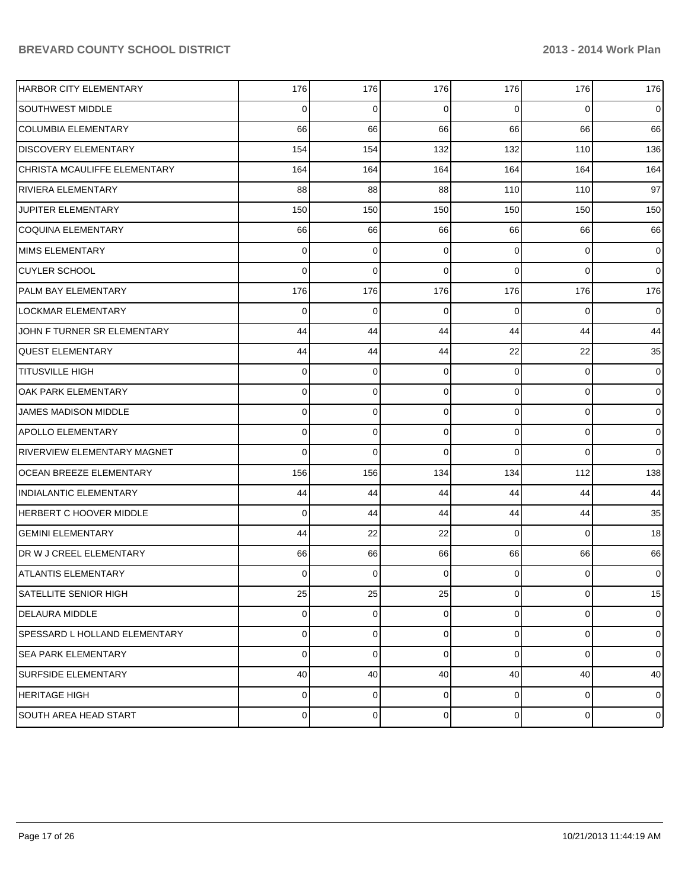| | | | | | | |
|---|---|---|---|---|---|---|
| HARBOR CITY ELEMENTARY | 176 | 176 | 176 | 176 | 176 | 176 |
| SOUTHWEST MIDDLE | 0 | 0 | 0 | 0 | 0 | 0 |
| COLUMBIA ELEMENTARY | 66 | 66 | 66 | 66 | 66 | 66 |
| DISCOVERY ELEMENTARY | 154 | 154 | 132 | 132 | 110 | 136 |
| CHRISTA MCAULIFFE ELEMENTARY | 164 | 164 | 164 | 164 | 164 | 164 |
| RIVIERA ELEMENTARY | 88 | 88 | 88 | 110 | 110 | 97 |
| JUPITER ELEMENTARY | 150 | 150 | 150 | 150 | 150 | 150 |
| COQUINA ELEMENTARY | 66 | 66 | 66 | 66 | 66 | 66 |
| MIMS ELEMENTARY | 0 | 0 | 0 | 0 | 0 | 0 |
| CUYLER SCHOOL | 0 | 0 | 0 | 0 | 0 | 0 |
| PALM BAY ELEMENTARY | 176 | 176 | 176 | 176 | 176 | 176 |
| LOCKMAR ELEMENTARY | 0 | 0 | 0 | 0 | 0 | 0 |
| JOHN F TURNER SR ELEMENTARY | 44 | 44 | 44 | 44 | 44 | 44 |
| QUEST ELEMENTARY | 44 | 44 | 44 | 22 | 22 | 35 |
| TITUSVILLE HIGH | 0 | 0 | 0 | 0 | 0 | 0 |
| OAK PARK ELEMENTARY | 0 | 0 | 0 | 0 | 0 | 0 |
| JAMES MADISON MIDDLE | 0 | 0 | 0 | 0 | 0 | 0 |
| APOLLO ELEMENTARY | 0 | 0 | 0 | 0 | 0 | 0 |
| RIVERVIEW ELEMENTARY MAGNET | 0 | 0 | 0 | 0 | 0 | 0 |
| OCEAN BREEZE ELEMENTARY | 156 | 156 | 134 | 134 | 112 | 138 |
| INDIALANTIC ELEMENTARY | 44 | 44 | 44 | 44 | 44 | 44 |
| HERBERT C HOOVER MIDDLE | 0 | 44 | 44 | 44 | 44 | 35 |
| GEMINI ELEMENTARY | 44 | 22 | 22 | 0 | 0 | 18 |
| DR W J CREEL ELEMENTARY | 66 | 66 | 66 | 66 | 66 | 66 |
| ATLANTIS ELEMENTARY | 0 | 0 | 0 | 0 | 0 | 0 |
| SATELLITE SENIOR HIGH | 25 | 25 | 25 | 0 | 0 | 15 |
| DELAURA MIDDLE | 0 | 0 | 0 | 0 | 0 | 0 |
| SPESSARD L HOLLAND ELEMENTARY | 0 | 0 | 0 | 0 | 0 | 0 |
| SEA PARK ELEMENTARY | 0 | 0 | 0 | 0 | 0 | 0 |
| SURFSIDE ELEMENTARY | 40 | 40 | 40 | 40 | 40 | 40 |
| HERITAGE HIGH | 0 | 0 | 0 | 0 | 0 | 0 |
| SOUTH AREA HEAD START | 0 | 0 | 0 | 0 | 0 | 0 |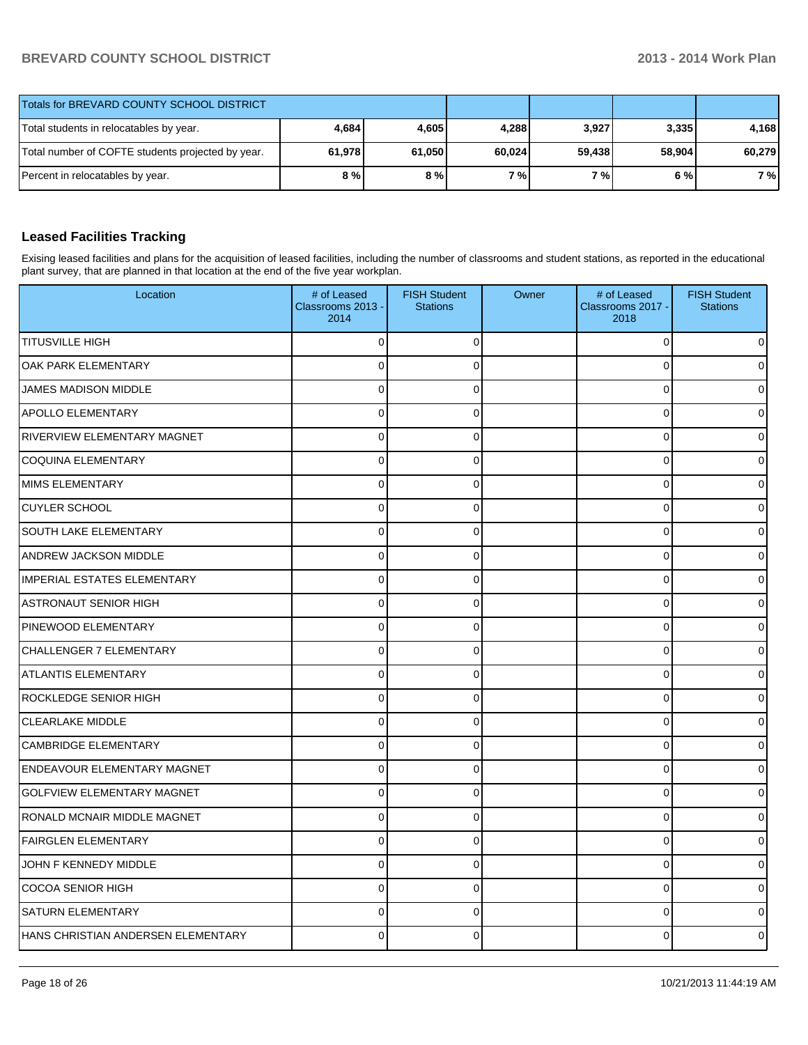| Totals for BREVARD COUNTY SCHOOL DISTRICT | | | | | | |
|---|---|---|---|---|---|---|
| Total students in relocatables by year. | 4,684 | 4,605 | 4,288 | 3,927 | 3,335 | 4,168 |
| Total number of COFTE students projected by year. | 61,978 | 61,050 | 60,024 | 59,438 | 58,904 | 60,279 |
| Percent in relocatables by year. | 8 % | 8 % | 7 % | 7 % | 6 % | 7 % |

## Leased Facilities Tracking

Exising leased facilities and plans for the acquisition of leased facilities, including the number of classrooms and student stations, as reported in the educational plant survey, that are planned in that location at the end of the five year workplan.

| Location | # of Leased Classrooms 2013 - 2014 | FISH Student Stations | Owner | # of Leased Classrooms 2017 - 2018 | FISH Student Stations |
|---|---|---|---|---|---|
| TITUSVILLE HIGH | 0 | 0 | | 0 | 0 |
| OAK PARK ELEMENTARY | 0 | 0 | | 0 | 0 |
| JAMES MADISON MIDDLE | 0 | 0 | | 0 | 0 |
| APOLLO ELEMENTARY | 0 | 0 | | 0 | 0 |
| RIVERVIEW ELEMENTARY MAGNET | 0 | 0 | | 0 | 0 |
| COQUINA ELEMENTARY | 0 | 0 | | 0 | 0 |
| MIMS ELEMENTARY | 0 | 0 | | 0 | 0 |
| CUYLER SCHOOL | 0 | 0 | | 0 | 0 |
| SOUTH LAKE ELEMENTARY | 0 | 0 | | 0 | 0 |
| ANDREW JACKSON MIDDLE | 0 | 0 | | 0 | 0 |
| IMPERIAL ESTATES ELEMENTARY | 0 | 0 | | 0 | 0 |
| ASTRONAUT SENIOR HIGH | 0 | 0 | | 0 | 0 |
| PINEWOOD ELEMENTARY | 0 | 0 | | 0 | 0 |
| CHALLENGER 7 ELEMENTARY | 0 | 0 | | 0 | 0 |
| ATLANTIS ELEMENTARY | 0 | 0 | | 0 | 0 |
| ROCKLEDGE SENIOR HIGH | 0 | 0 | | 0 | 0 |
| CLEARLAKE MIDDLE | 0 | 0 | | 0 | 0 |
| CAMBRIDGE ELEMENTARY | 0 | 0 | | 0 | 0 |
| ENDEAVOUR ELEMENTARY MAGNET | 0 | 0 | | 0 | 0 |
| GOLFVIEW ELEMENTARY MAGNET | 0 | 0 | | 0 | 0 |
| RONALD MCNAIR MIDDLE MAGNET | 0 | 0 | | 0 | 0 |
| FAIRGLEN ELEMENTARY | 0 | 0 | | 0 | 0 |
| JOHN F KENNEDY MIDDLE | 0 | 0 | | 0 | 0 |
| COCOA SENIOR HIGH | 0 | 0 | | 0 | 0 |
| SATURN ELEMENTARY | 0 | 0 | | 0 | 0 |
| HANS CHRISTIAN ANDERSEN ELEMENTARY | 0 | 0 | | 0 | 0 |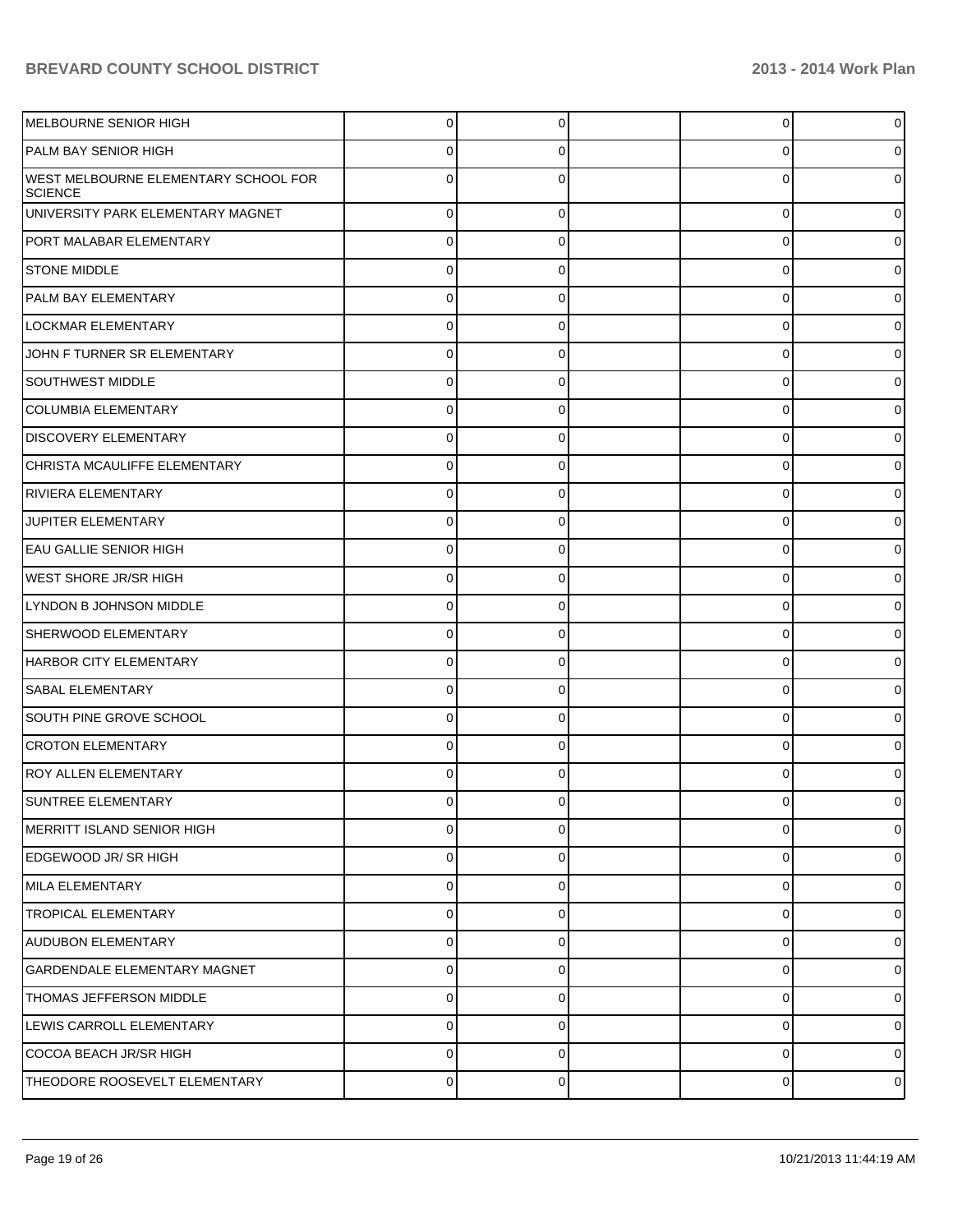| | | | | | |
|---|---|---|---|---|---|
| MELBOURNE SENIOR HIGH | 0 | 0 | | 0 | 0 |
| PALM BAY SENIOR HIGH | 0 | 0 | | 0 | 0 |
| WEST MELBOURNE ELEMENTARY SCHOOL FOR SCIENCE | 0 | 0 | | 0 | 0 |
| UNIVERSITY PARK ELEMENTARY MAGNET | 0 | 0 | | 0 | 0 |
| PORT MALABAR ELEMENTARY | 0 | 0 | | 0 | 0 |
| STONE MIDDLE | 0 | 0 | | 0 | 0 |
| PALM BAY ELEMENTARY | 0 | 0 | | 0 | 0 |
| LOCKMAR ELEMENTARY | 0 | 0 | | 0 | 0 |
| JOHN F TURNER SR ELEMENTARY | 0 | 0 | | 0 | 0 |
| SOUTHWEST MIDDLE | 0 | 0 | | 0 | 0 |
| COLUMBIA ELEMENTARY | 0 | 0 | | 0 | 0 |
| DISCOVERY ELEMENTARY | 0 | 0 | | 0 | 0 |
| CHRISTA MCAULIFFE ELEMENTARY | 0 | 0 | | 0 | 0 |
| RIVIERA ELEMENTARY | 0 | 0 | | 0 | 0 |
| JUPITER ELEMENTARY | 0 | 0 | | 0 | 0 |
| EAU GALLIE SENIOR HIGH | 0 | 0 | | 0 | 0 |
| WEST SHORE JR/SR HIGH | 0 | 0 | | 0 | 0 |
| LYNDON B JOHNSON MIDDLE | 0 | 0 | | 0 | 0 |
| SHERWOOD ELEMENTARY | 0 | 0 | | 0 | 0 |
| HARBOR CITY ELEMENTARY | 0 | 0 | | 0 | 0 |
| SABAL ELEMENTARY | 0 | 0 | | 0 | 0 |
| SOUTH PINE GROVE SCHOOL | 0 | 0 | | 0 | 0 |
| CROTON ELEMENTARY | 0 | 0 | | 0 | 0 |
| ROY ALLEN ELEMENTARY | 0 | 0 | | 0 | 0 |
| SUNTREE ELEMENTARY | 0 | 0 | | 0 | 0 |
| MERRITT ISLAND SENIOR HIGH | 0 | 0 | | 0 | 0 |
| EDGEWOOD JR/ SR HIGH | 0 | 0 | | 0 | 0 |
| MILA ELEMENTARY | 0 | 0 | | 0 | 0 |
| TROPICAL ELEMENTARY | 0 | 0 | | 0 | 0 |
| AUDUBON ELEMENTARY | 0 | 0 | | 0 | 0 |
| GARDENDALE ELEMENTARY MAGNET | 0 | 0 | | 0 | 0 |
| THOMAS JEFFERSON MIDDLE | 0 | 0 | | 0 | 0 |
| LEWIS CARROLL ELEMENTARY | 0 | 0 | | 0 | 0 |
| COCOA BEACH JR/SR HIGH | 0 | 0 | | 0 | 0 |
| THEODORE ROOSEVELT ELEMENTARY | 0 | 0 | | 0 | 0 |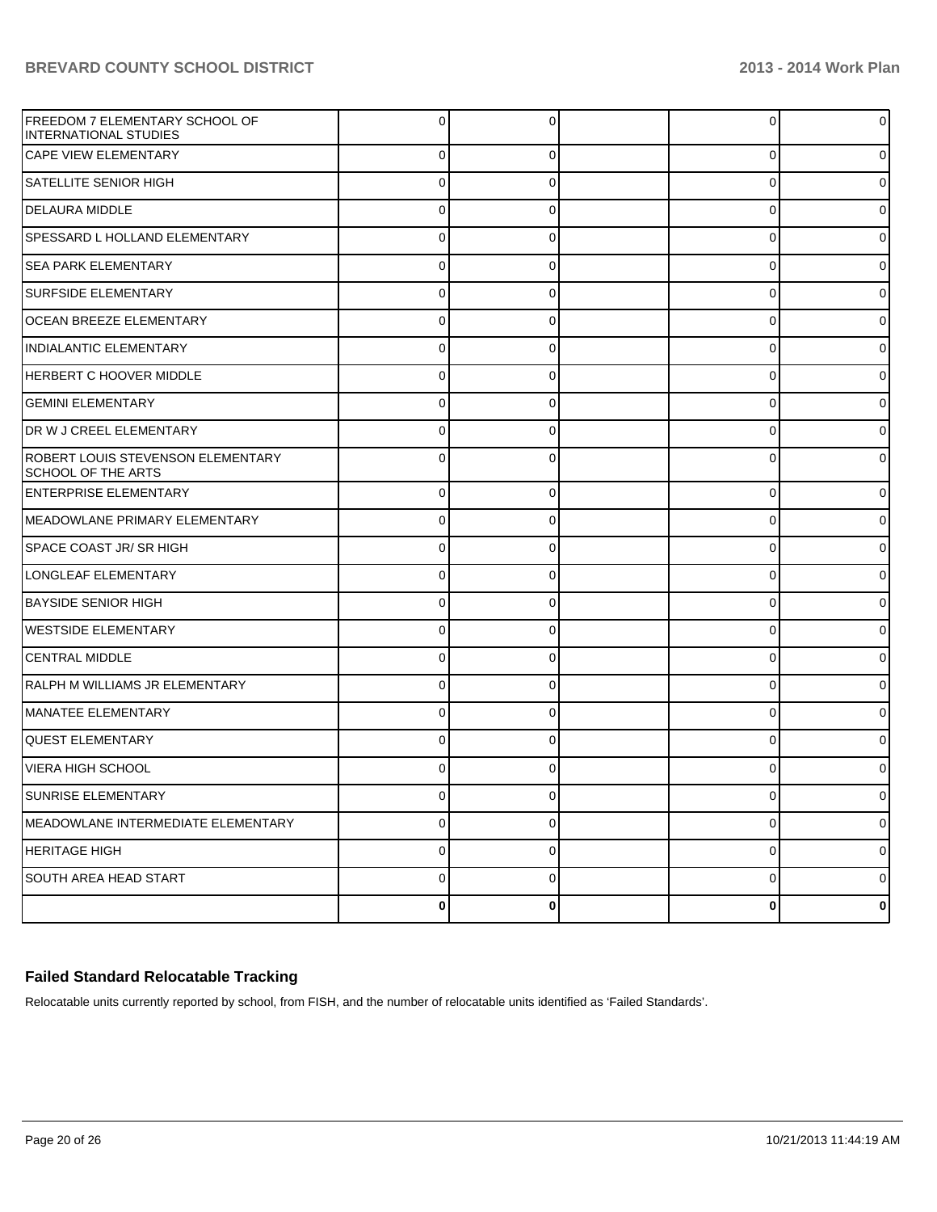| | | | | | |
|---|---|---|---|---|---|
| FREEDOM 7 ELEMENTARY SCHOOL OF INTERNATIONAL STUDIES | 0 | 0 | | 0 | 0 |
| CAPE VIEW ELEMENTARY | 0 | 0 | | 0 | 0 |
| SATELLITE SENIOR HIGH | 0 | 0 | | 0 | 0 |
| DELAURA MIDDLE | 0 | 0 | | 0 | 0 |
| SPESSARD L HOLLAND ELEMENTARY | 0 | 0 | | 0 | 0 |
| SEA PARK ELEMENTARY | 0 | 0 | | 0 | 0 |
| SURFSIDE ELEMENTARY | 0 | 0 | | 0 | 0 |
| OCEAN BREEZE ELEMENTARY | 0 | 0 | | 0 | 0 |
| INDIALANTIC ELEMENTARY | 0 | 0 | | 0 | 0 |
| HERBERT C HOOVER MIDDLE | 0 | 0 | | 0 | 0 |
| GEMINI ELEMENTARY | 0 | 0 | | 0 | 0 |
| DR W J CREEL ELEMENTARY | 0 | 0 | | 0 | 0 |
| ROBERT LOUIS STEVENSON ELEMENTARY SCHOOL OF THE ARTS | 0 | 0 | | 0 | 0 |
| ENTERPRISE ELEMENTARY | 0 | 0 | | 0 | 0 |
| MEADOWLANE PRIMARY ELEMENTARY | 0 | 0 | | 0 | 0 |
| SPACE COAST JR/ SR HIGH | 0 | 0 | | 0 | 0 |
| LONGLEAF ELEMENTARY | 0 | 0 | | 0 | 0 |
| BAYSIDE SENIOR HIGH | 0 | 0 | | 0 | 0 |
| WESTSIDE ELEMENTARY | 0 | 0 | | 0 | 0 |
| CENTRAL MIDDLE | 0 | 0 | | 0 | 0 |
| RALPH M WILLIAMS JR ELEMENTARY | 0 | 0 | | 0 | 0 |
| MANATEE ELEMENTARY | 0 | 0 | | 0 | 0 |
| QUEST ELEMENTARY | 0 | 0 | | 0 | 0 |
| VIERA HIGH SCHOOL | 0 | 0 | | 0 | 0 |
| SUNRISE ELEMENTARY | 0 | 0 | | 0 | 0 |
| MEADOWLANE INTERMEDIATE ELEMENTARY | 0 | 0 | | 0 | 0 |
| HERITAGE HIGH | 0 | 0 | | 0 | 0 |
| SOUTH AREA HEAD START | 0 | 0 | | 0 | 0 |
| | **0** | **0** | | **0** | **0** |

## Failed Standard Relocatable Tracking

Relocatable units currently reported by school, from FISH, and the number of relocatable units identified as 'Failed Standards'.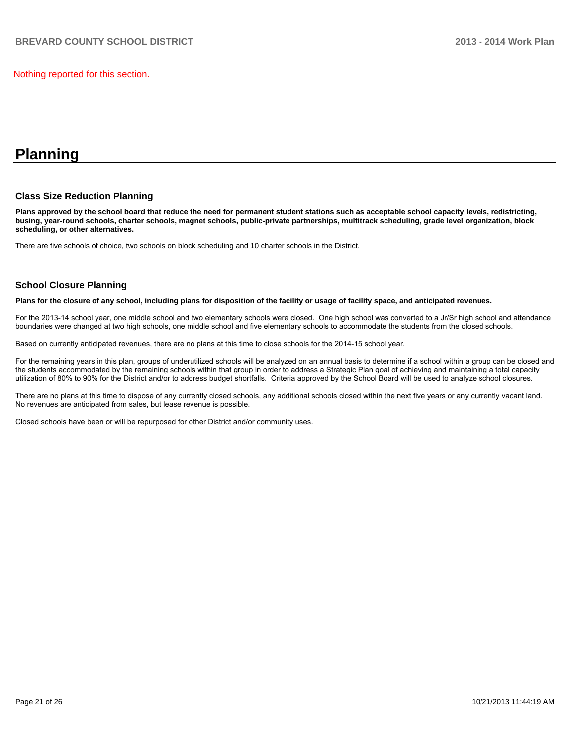Nothing reported for this section.

# Planning

## Class Size Reduction Planning

**Plans approved by the school board that reduce the need for permanent student stations such as acceptable school capacity levels, redistricting, busing, year-round schools, charter schools, magnet schools, public-private partnerships, multitrack scheduling, grade level organization, block scheduling, or other alternatives.**

There are five schools of choice, two schools on block scheduling and 10 charter schools in the District.

## School Closure Planning

**Plans for the closure of any school, including plans for disposition of the facility or usage of facility space, and anticipated revenues.**

For the 2013-14 school year, one middle school and two elementary schools were closed. One high school was converted to a Jr/Sr high school and attendance boundaries were changed at two high schools, one middle school and five elementary schools to accommodate the students from the closed schools.

Based on currently anticipated revenues, there are no plans at this time to close schools for the 2014-15 school year.

For the remaining years in this plan, groups of underutilized schools will be analyzed on an annual basis to determine if a school within a group can be closed and the students accommodated by the remaining schools within that group in order to address a Strategic Plan goal of achieving and maintaining a total capacity utilization of 80% to 90% for the District and/or to address budget shortfalls. Criteria approved by the School Board will be used to analyze school closures.

There are no plans at this time to dispose of any currently closed schools, any additional schools closed within the next five years or any currently vacant land. No revenues are anticipated from sales, but lease revenue is possible.

Closed schools have been or will be repurposed for other District and/or community uses.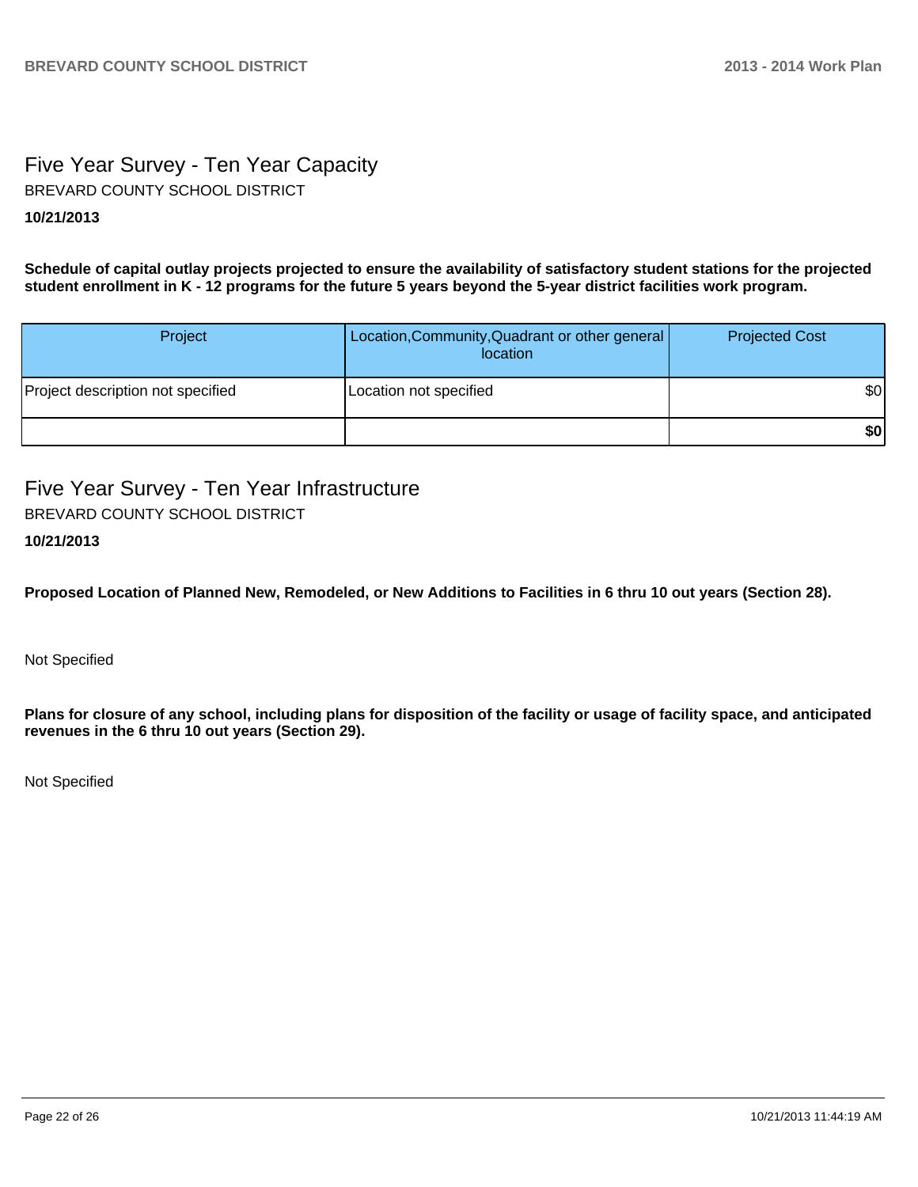## Five Year Survey - Ten Year Capacity

BREVARD COUNTY SCHOOL DISTRICT

**10/21/2013**

**Schedule of capital outlay projects projected to ensure the availability of satisfactory student stations for the projected student enrollment in K - 12 programs for the future 5 years beyond the 5-year district facilities work program.**

| Project | Location,Community,Quadrant or other general location | Projected Cost |
|---|---|---|
| Project description not specified | Location not specified | $0 |
| | | **$0** |

## Five Year Survey - Ten Year Infrastructure

BREVARD COUNTY SCHOOL DISTRICT

**10/21/2013**

**Proposed Location of Planned New, Remodeled, or New Additions to Facilities in 6 thru 10 out years (Section 28).**

Not Specified

**Plans for closure of any school, including plans for disposition of the facility or usage of facility space, and anticipated revenues in the 6 thru 10 out years (Section 29).**

Not Specified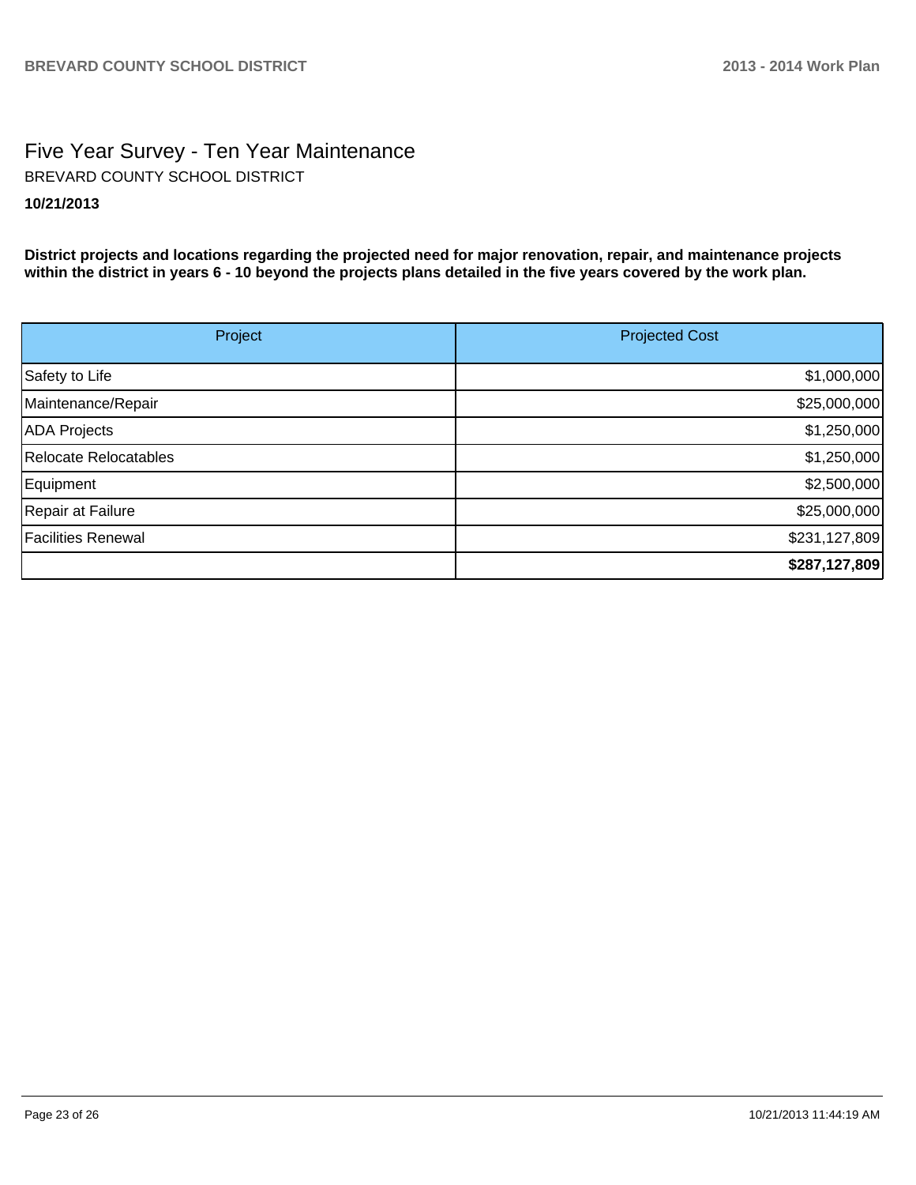# Five Year Survey - Ten Year Maintenance

BREVARD COUNTY SCHOOL DISTRICT

**10/21/2013**

**District projects and locations regarding the projected need for major renovation, repair, and maintenance projects within the district in years 6 - 10 beyond the projects plans detailed in the five years covered by the work plan.**

| Project | Projected Cost |
|---|---|
| Safety to Life | $1,000,000 |
| Maintenance/Repair | $25,000,000 |
| ADA Projects | $1,250,000 |
| Relocate Relocatables | $1,250,000 |
| Equipment | $2,500,000 |
| Repair at Failure | $25,000,000 |
| Facilities Renewal | $231,127,809 |
| | **$287,127,809** |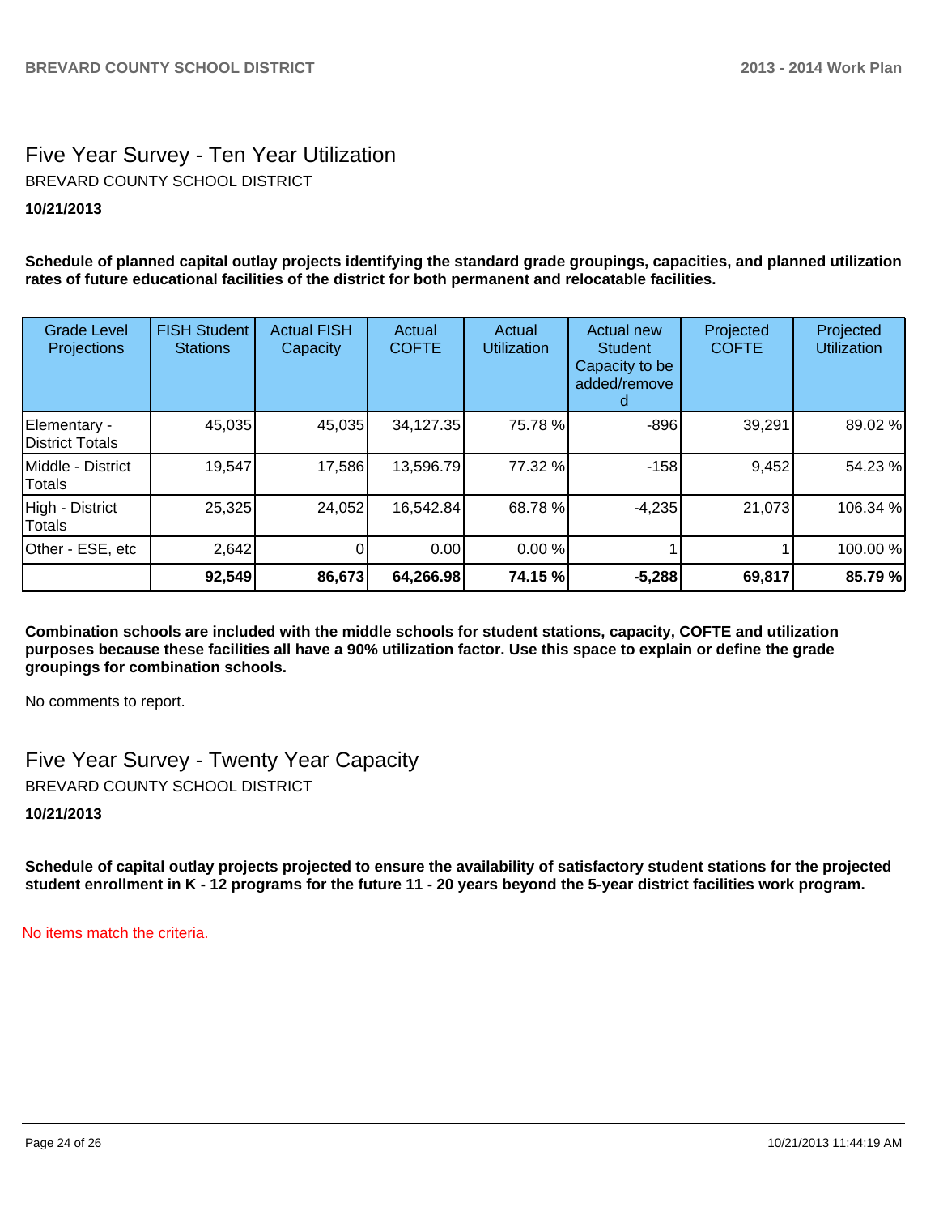# Five Year Survey - Ten Year Utilization

BREVARD COUNTY SCHOOL DISTRICT

**10/21/2013**

**Schedule of planned capital outlay projects identifying the standard grade groupings, capacities, and planned utilization rates of future educational facilities of the district for both permanent and relocatable facilities.**

| Grade Level Projections | FISH Student Stations | Actual FISH Capacity | Actual COFTE | Actual Utilization | Actual new Student Capacity to be added/removed | Projected COFTE | Projected Utilization |
|---|---|---|---|---|---|---|---|
| Elementary - District Totals | 45,035 | 45,035 | 34,127.35 | 75.78 % | -896 | 39,291 | 89.02 % |
| Middle - District Totals | 19,547 | 17,586 | 13,596.79 | 77.32 % | -158 | 9,452 | 54.23 % |
| High - District Totals | 25,325 | 24,052 | 16,542.84 | 68.78 % | -4,235 | 21,073 | 106.34 % |
| Other - ESE, etc | 2,642 | 0 | 0.00 | 0.00 % | 1 | 1 | 100.00 % |
| | **92,549** | **86,673** | **64,266.98** | **74.15 %** | **-5,288** | **69,817** | **85.79 %** |

**Combination schools are included with the middle schools for student stations, capacity, COFTE and utilization purposes because these facilities all have a 90% utilization factor. Use this space to explain or define the grade groupings for combination schools.**

No comments to report.

# Five Year Survey - Twenty Year Capacity

BREVARD COUNTY SCHOOL DISTRICT

**10/21/2013**

**Schedule of capital outlay projects projected to ensure the availability of satisfactory student stations for the projected student enrollment in K - 12 programs for the future 11 - 20 years beyond the 5-year district facilities work program.**

No items match the criteria.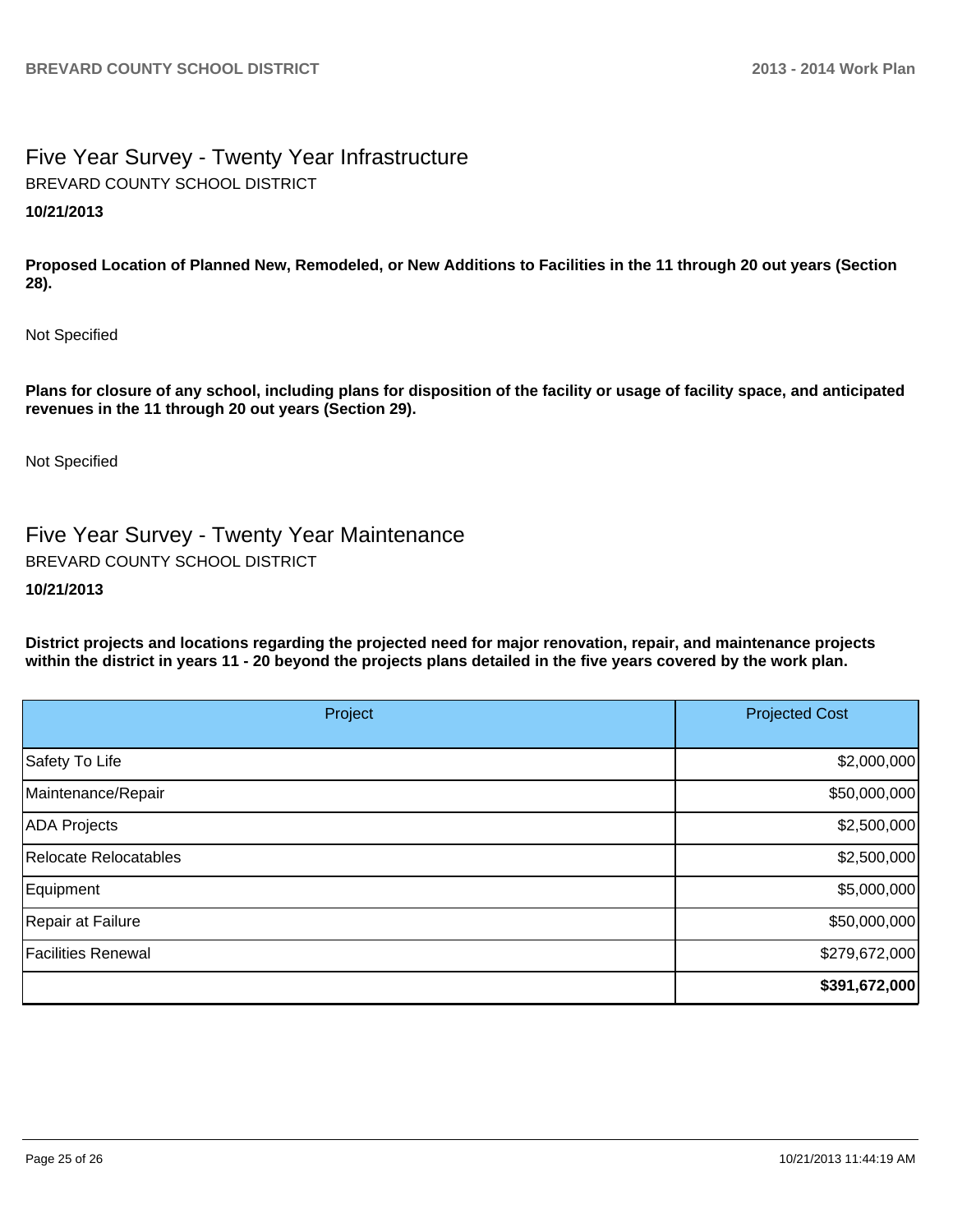## Five Year Survey - Twenty Year Infrastructure

BREVARD COUNTY SCHOOL DISTRICT

**10/21/2013**

**Proposed Location of Planned New, Remodeled, or New Additions to Facilities in the 11 through 20 out years (Section 28).**

Not Specified

**Plans for closure of any school, including plans for disposition of the facility or usage of facility space, and anticipated revenues in the 11 through 20 out years (Section 29).**

Not Specified

## Five Year Survey - Twenty Year Maintenance

BREVARD COUNTY SCHOOL DISTRICT

**10/21/2013**

**District projects and locations regarding the projected need for major renovation, repair, and maintenance projects within the district in years 11 - 20 beyond the projects plans detailed in the five years covered by the work plan.**

| Project | Projected Cost |
|---|---:|
| Safety To Life | $2,000,000 |
| Maintenance/Repair | $50,000,000 |
| ADA Projects | $2,500,000 |
| Relocate Relocatables | $2,500,000 |
| Equipment | $5,000,000 |
| Repair at Failure | $50,000,000 |
| Facilities Renewal | $279,672,000 |
| | **$391,672,000** |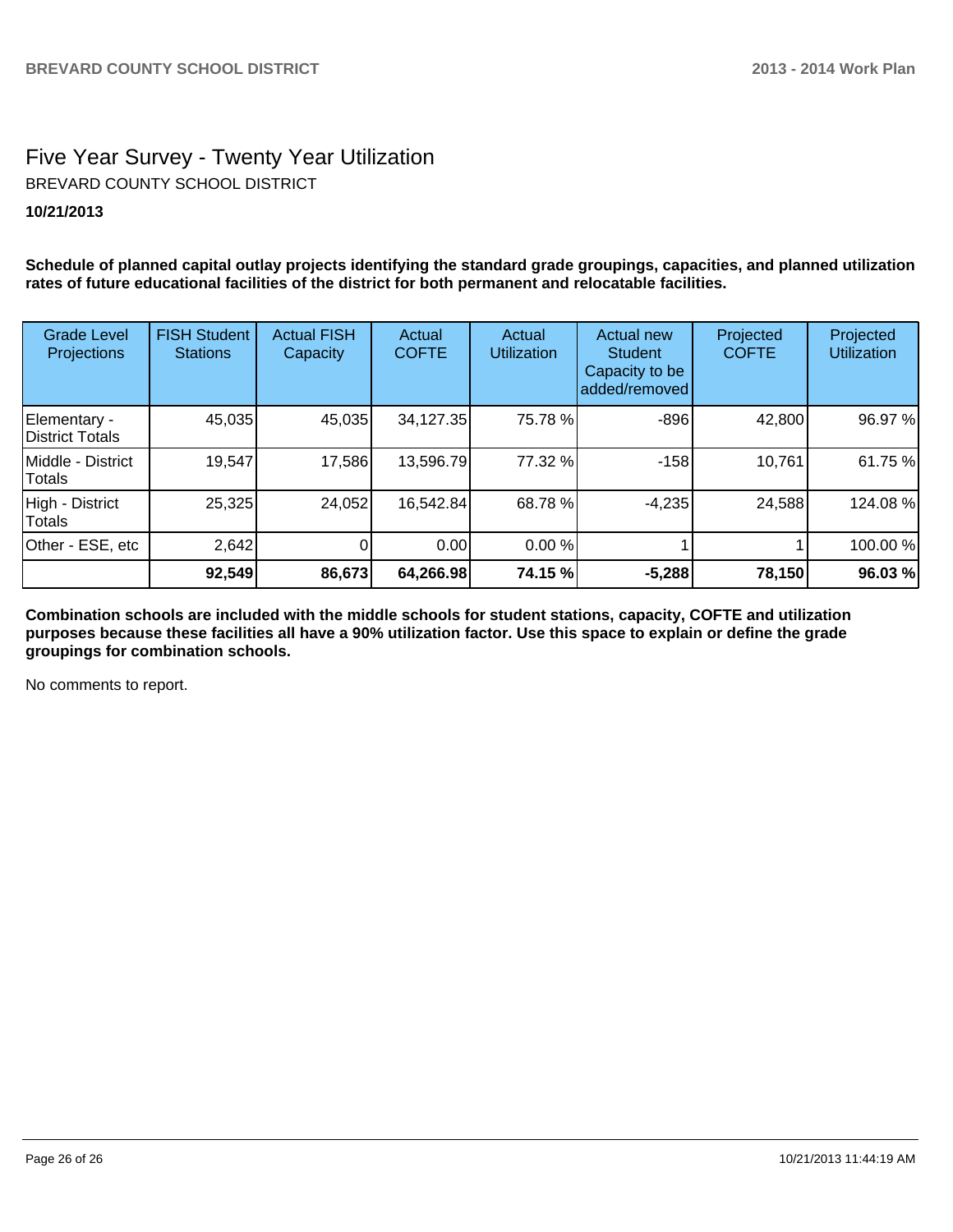# Five Year Survey - Twenty Year Utilization

BREVARD COUNTY SCHOOL DISTRICT

**10/21/2013**

**Schedule of planned capital outlay projects identifying the standard grade groupings, capacities, and planned utilization rates of future educational facilities of the district for both permanent and relocatable facilities.**

| Grade Level Projections | FISH Student Stations | Actual FISH Capacity | Actual COFTE | Actual Utilization | Actual new Student Capacity to be added/removed | Projected COFTE | Projected Utilization |
|---|---|---|---|---|---|---|---|
| Elementary - District Totals | 45,035 | 45,035 | 34,127.35 | 75.78 % | -896 | 42,800 | 96.97 % |
| Middle - District Totals | 19,547 | 17,586 | 13,596.79 | 77.32 % | -158 | 10,761 | 61.75 % |
| High - District Totals | 25,325 | 24,052 | 16,542.84 | 68.78 % | -4,235 | 24,588 | 124.08 % |
| Other - ESE, etc | 2,642 | 0 | 0.00 | 0.00 % | 1 | 1 | 100.00 % |
| | **92,549** | **86,673** | **64,266.98** | **74.15 %** | **-5,288** | **78,150** | **96.03 %** |

**Combination schools are included with the middle schools for student stations, capacity, COFTE and utilization purposes because these facilities all have a 90% utilization factor. Use this space to explain or define the grade groupings for combination schools.**

No comments to report.